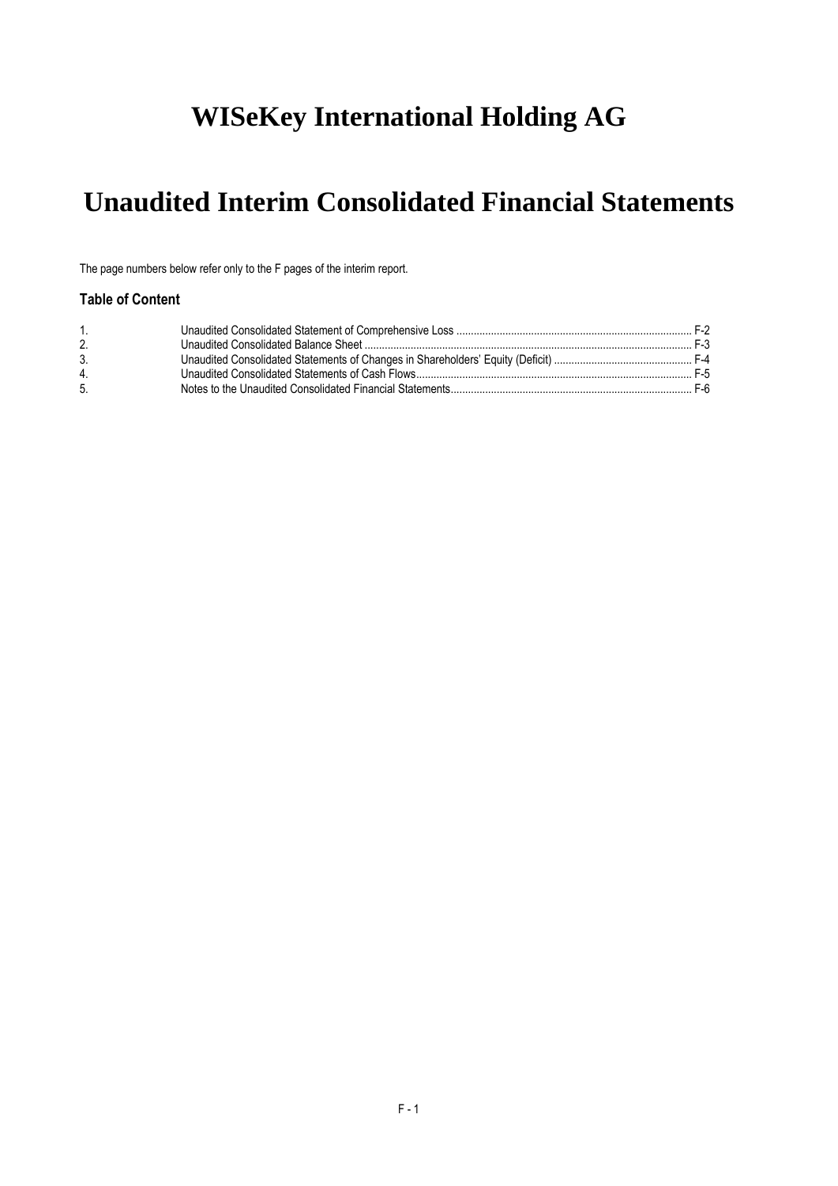# WISeKey International Holding AG

# Unaudited Interim Consolidated Financial Statements

The page numbers below refer only to the F pages of the interim report.

### Table of Content

1. Unaudited Consolidated Statement of Comprehensive Loss ................................................................................ F-2
2. Unaudited Consolidated Balance Sheet ................................................................................................................ F-3
3. Unaudited Consolidated Statements of Changes in Shareholders' Equity (Deficit) ............................................... F-4
4. Unaudited Consolidated Statements of Cash Flows.............................................................................................. F-5
5. Notes to the Unaudited Consolidated Financial Statements.................................................................................. F-6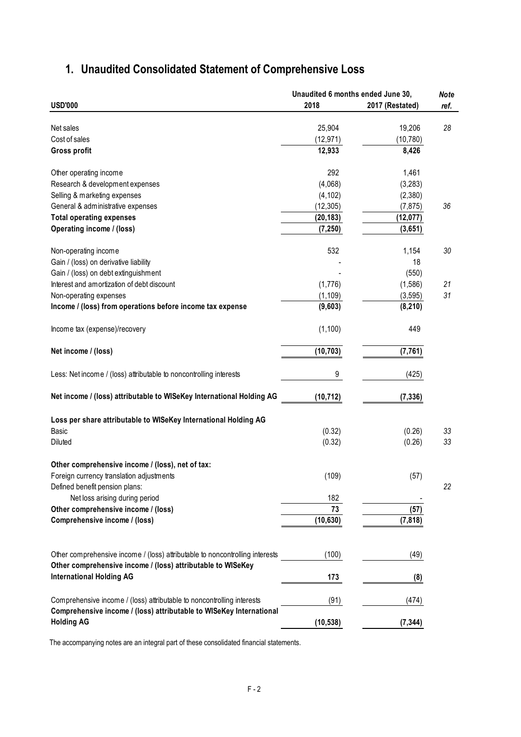# 1. Unaudited Consolidated Statement of Comprehensive Loss

| USD'000 | Unaudited 6 months ended June 30, 2018 | 2017 (Restated) | Note ref. |
|---|---|---|---|
| Net sales | 25,904 | 19,206 | 28 |
| Cost of sales | (12,971) | (10,780) | |
| **Gross profit** | **12,933** | **8,426** | |
| Other operating income | 292 | 1,461 | |
| Research & development expenses | (4,068) | (3,283) | |
| Selling & marketing expenses | (4,102) | (2,380) | |
| General & administrative expenses | (12,305) | (7,875) | 36 |
| **Total operating expenses** | **(20,183)** | **(12,077)** | |
| **Operating income / (loss)** | **(7,250)** | **(3,651)** | |
| Non-operating income | 532 | 1,154 | 30 |
| Gain / (loss) on derivative liability | - | 18 | |
| Gain / (loss) on debt extinguishment | - | (550) | |
| Interest and amortization of debt discount | (1,776) | (1,586) | 21 |
| Non-operating expenses | (1,109) | (3,595) | 31 |
| **Income / (loss) from operations before income tax expense** | **(9,603)** | **(8,210)** | |
| Income tax (expense)/recovery | (1,100) | 449 | |
| **Net income / (loss)** | **(10,703)** | **(7,761)** | |
| Less: Net income / (loss) attributable to noncontrolling interests | 9 | (425) | |
| **Net income / (loss) attributable to WISeKey International Holding AG** | **(10,712)** | **(7,336)** | |
| **Loss per share attributable to WISeKey International Holding AG** | | | |
| Basic | (0.32) | (0.26) | 33 |
| Diluted | (0.32) | (0.26) | 33 |
| **Other comprehensive income / (loss), net of tax:** | | | |
| Foreign currency translation adjustments | (109) | (57) | |
| Defined benefit pension plans: | | | 22 |
| Net loss arising during period | 182 | - | |
| **Other comprehensive income / (loss)** | **73** | **(57)** | |
| **Comprehensive income / (loss)** | **(10,630)** | **(7,818)** | |
| Other comprehensive income / (loss) attributable to noncontrolling interests | (100) | (49) | |
| **Other comprehensive income / (loss) attributable to WISeKey International Holding AG** | **173** | **(8)** | |
| Comprehensive income / (loss) attributable to noncontrolling interests | (91) | (474) | |
| **Comprehensive income / (loss) attributable to WISeKey International Holding AG** | **(10,538)** | **(7,344)** | |

The accompanying notes are an integral part of these consolidated financial statements.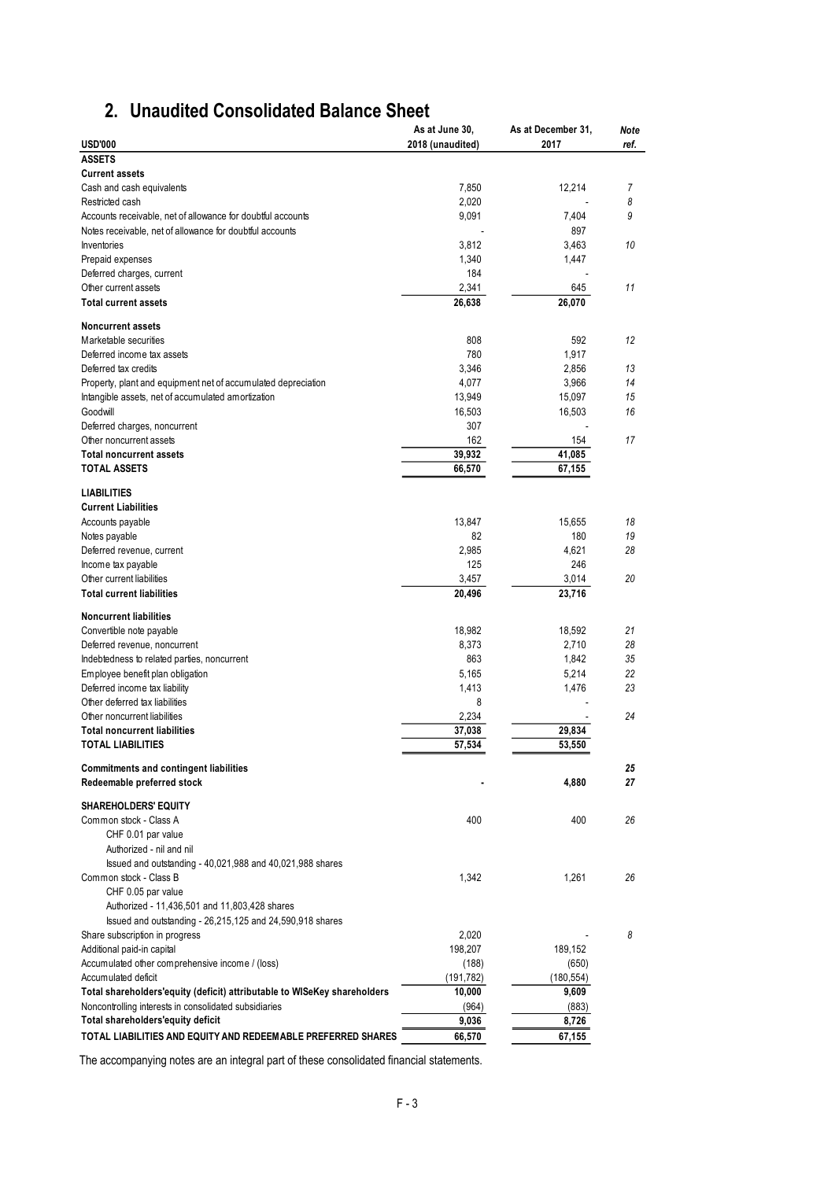## 2. Unaudited Consolidated Balance Sheet

| USD'000 | As at June 30, 2018 (unaudited) | As at December 31, 2017 | Note ref. |
|---|---|---|---|
| **ASSETS** | | | |
| **Current assets** | | | |
| Cash and cash equivalents | 7,850 | 12,214 | 7 |
| Restricted cash | 2,020 | - | 8 |
| Accounts receivable, net of allowance for doubtful accounts | 9,091 | 7,404 | 9 |
| Notes receivable, net of allowance for doubtful accounts | - | 897 | |
| Inventories | 3,812 | 3,463 | 10 |
| Prepaid expenses | 1,340 | 1,447 | |
| Deferred charges, current | 184 | - | |
| Other current assets | 2,341 | 645 | 11 |
| **Total current assets** | **26,638** | **26,070** | |
| **Noncurrent assets** | | | |
| Marketable securities | 808 | 592 | 12 |
| Deferred income tax assets | 780 | 1,917 | |
| Deferred tax credits | 3,346 | 2,856 | 13 |
| Property, plant and equipment net of accumulated depreciation | 4,077 | 3,966 | 14 |
| Intangible assets, net of accumulated amortization | 13,949 | 15,097 | 15 |
| Goodwill | 16,503 | 16,503 | 16 |
| Deferred charges, noncurrent | 307 | - | |
| Other noncurrent assets | 162 | 154 | 17 |
| **Total noncurrent assets** | **39,932** | **41,085** | |
| **TOTAL ASSETS** | **66,570** | **67,155** | |
| **LIABILITIES** | | | |
| **Current Liabilities** | | | |
| Accounts payable | 13,847 | 15,655 | 18 |
| Notes payable | 82 | 180 | 19 |
| Deferred revenue, current | 2,985 | 4,621 | 28 |
| Income tax payable | 125 | 246 | |
| Other current liabilities | 3,457 | 3,014 | 20 |
| **Total current liabilities** | **20,496** | **23,716** | |
| **Noncurrent liabilities** | | | |
| Convertible note payable | 18,982 | 18,592 | 21 |
| Deferred revenue, noncurrent | 8,373 | 2,710 | 28 |
| Indebtedness to related parties, noncurrent | 863 | 1,842 | 35 |
| Employee benefit plan obligation | 5,165 | 5,214 | 22 |
| Deferred income tax liability | 1,413 | 1,476 | 23 |
| Other deferred tax liabilities | 8 | - | |
| Other noncurrent liabilities | 2,234 | - | 24 |
| **Total noncurrent liabilities** | **37,038** | **29,834** | |
| **TOTAL LIABILITIES** | **57,534** | **53,550** | |
| **Commitments and contingent liabilities** | | | **25** |
| **Redeemable preferred stock** | **-** | **4,880** | **27** |
| **SHAREHOLDERS' EQUITY** | | | |
| Common stock - Class A<br>CHF 0.01 par value<br>Authorized - nil and nil<br>Issued and outstanding - 40,021,988 and 40,021,988 shares | 400 | 400 | 26 |
| Common stock - Class B<br>CHF 0.05 par value<br>Authorized - 11,436,501 and 11,803,428 shares<br>Issued and outstanding - 26,215,125 and 24,590,918 shares | 1,342 | 1,261 | 26 |
| Share subscription in progress | 2,020 | - | 8 |
| Additional paid-in capital | 198,207 | 189,152 | |
| Accumulated other comprehensive income / (loss) | (188) | (650) | |
| Accumulated deficit | (191,782) | (180,554) | |
| **Total shareholders'equity (deficit) attributable to WISeKey shareholders** | **10,000** | **9,609** | |
| Noncontrolling interests in consolidated subsidiaries | (964) | (883) | |
| **Total shareholders'equity deficit** | **9,036** | **8,726** | |
| **TOTAL LIABILITIES AND EQUITY AND REDEEMABLE PREFERRED SHARES** | **66,570** | **67,155** | |

The accompanying notes are an integral part of these consolidated financial statements.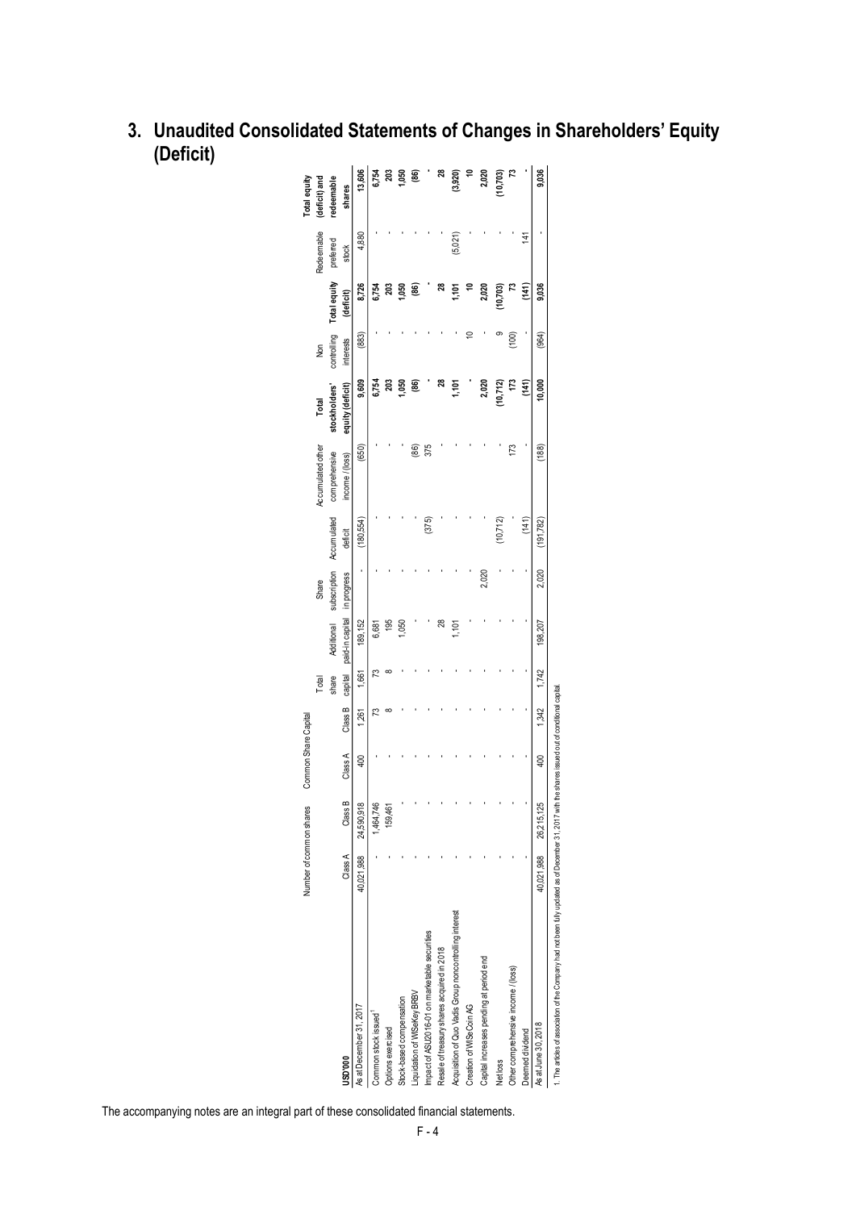## 3. Unaudited Consolidated Statements of Changes in Shareholders' Equity (Deficit)

| USD'000 | Number of common shares | | Common Share Capital | | | | | | | | | | | |
|---|---|---|---|---|---|---|---|---|---|---|---|---|---|---|
| | Class A | Class B | Class A | Class B | Total share capital | Additional paid-in capital | Share subscription in progress | Accumulated deficit | Accumulated other comprehensive income / (loss) | Total stockholders' equity (deficit) | Non controlling interests | Total equity (deficit) | Redeemable preferred stock | Total equity (deficit) and redeemable shares |
| As at December 31, 2017 | 40,021,988 | 24,590,918 | 400 | 1,261 | 1,661 | 189,152 | - | (180,554) | (650) | **9,609** | (883) | **8,726** | 4,880 | **13,606** |
| Common stock issued[1] | - | 1,464,746 | - | 73 | 73 | 6,681 | - | - | - | **6,754** | - | **6,754** | - | **6,754** |
| Options exercised | - | 159,461 | - | 8 | 8 | 195 | - | - | - | **203** | - | **203** | - | **203** |
| Stock-based compensation | - | - | - | - | - | 1,050 | - | - | - | **1,050** | - | **1,050** | - | **1,050** |
| Liquidation of WISeKey BRBV | - | - | - | - | - | - | - | - | (86) | **(86)** | - | **(86)** | - | **(86)** |
| Impact of ASU2016-01 on marketable securities | - | - | - | - | - | - | - | (375) | 375 | **-** | - | **-** | - | **-** |
| Resale of treasury shares acquired in 2018 | - | - | - | - | - | 28 | - | - | - | **28** | - | **28** | - | **28** |
| Acquisition of Quo Vadis Group noncontrolling interest | - | - | - | - | - | 1,101 | - | - | - | **1,101** | - | **1,101** | (5,021) | **(3,920)** |
| Creation of WISeCoin AG | - | - | - | - | - | - | - | - | - | **-** | 10 | **10** | - | **10** |
| Capital increases pending at period end | - | - | - | - | - | - | 2,020 | - | - | **2,020** | - | **2,020** | - | **2,020** |
| Net loss | - | - | - | - | - | - | - | (10,712) | - | **(10,712)** | 9 | **(10,703)** | - | **(10,703)** |
| Other comprehensive income / (loss) | - | - | - | - | - | - | - | - | 173 | **173** | (100) | **73** | - | **73** |
| Deemed dividend | - | - | - | - | - | - | - | (141) | - | **(141)** | - | **(141)** | 141 | **-** |
| As at June 30, 2018 | 40,021,988 | 26,215,125 | 400 | 1,342 | 1,742 | 198,207 | 2,020 | (191,782) | (188) | **10,000** | (964) | **9,036** | - | **9,036** |

1. The articles of association of the Company had not been fully updated as of December 31, 2017 with the shares issued out of conditional capital.

The accompanying notes are an integral part of these consolidated financial statements.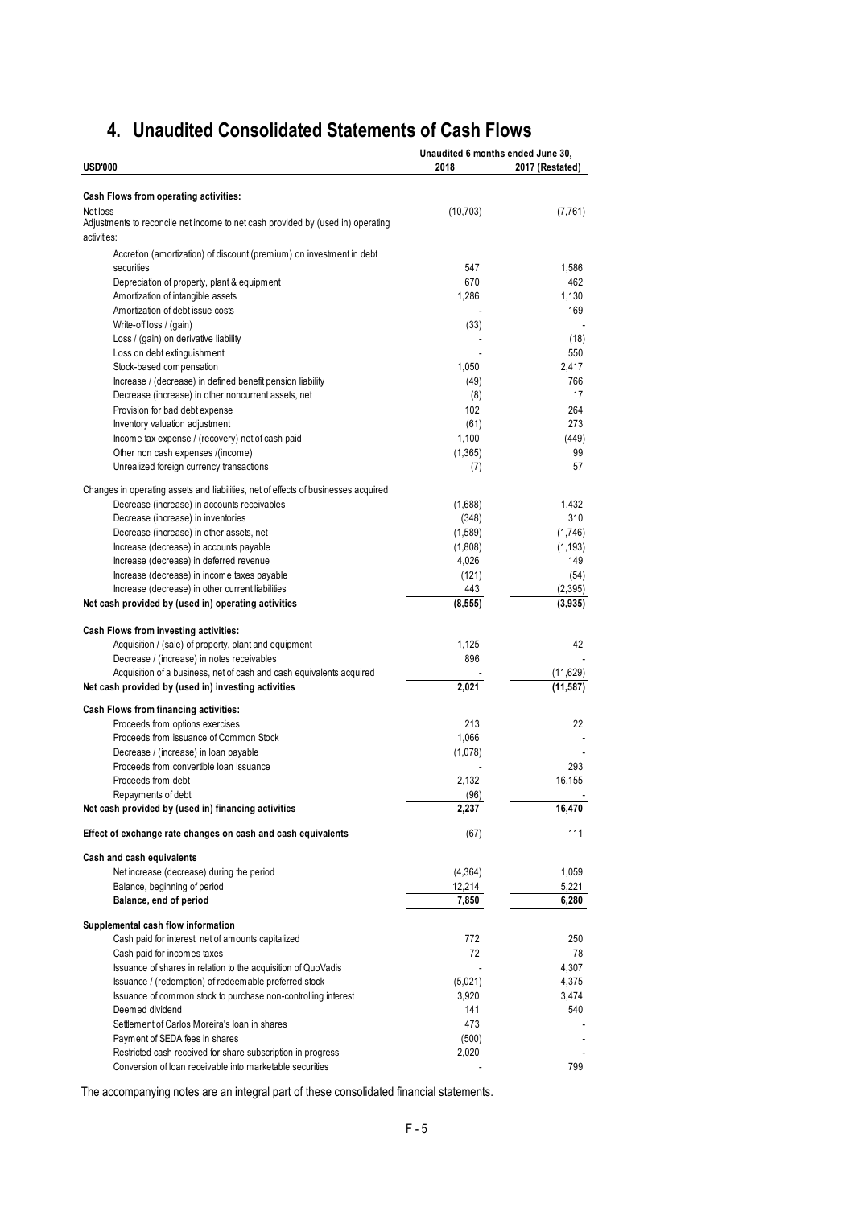# 4. Unaudited Consolidated Statements of Cash Flows

| USD'000 | Unaudited 6 months ended June 30, 2018 | 2017 (Restated) |
|---|---|---|
| **Cash Flows from operating activities:** | | |
| Net loss | (10,703) | (7,761) |
| Adjustments to reconcile net income to net cash provided by (used in) operating activities: | | |
| Accretion (amortization) of discount (premium) on investment in debt securities | 547 | 1,586 |
| Depreciation of property, plant & equipment | 670 | 462 |
| Amortization of intangible assets | 1,286 | 1,130 |
| Amortization of debt issue costs | - | 169 |
| Write-off loss / (gain) | (33) | - |
| Loss / (gain) on derivative liability | - | (18) |
| Loss on debt extinguishment | - | 550 |
| Stock-based compensation | 1,050 | 2,417 |
| Increase / (decrease) in defined benefit pension liability | (49) | 766 |
| Decrease (increase) in other noncurrent assets, net | (8) | 17 |
| Provision for bad debt expense | 102 | 264 |
| Inventory valuation adjustment | (61) | 273 |
| Income tax expense / (recovery) net of cash paid | 1,100 | (449) |
| Other non cash expenses /(income) | (1,365) | 99 |
| Unrealized foreign currency transactions | (7) | 57 |
| Changes in operating assets and liabilities, net of effects of businesses acquired | | |
| Decrease (increase) in accounts receivables | (1,688) | 1,432 |
| Decrease (increase) in inventories | (348) | 310 |
| Decrease (increase) in other assets, net | (1,589) | (1,746) |
| Increase (decrease) in accounts payable | (1,808) | (1,193) |
| Increase (decrease) in deferred revenue | 4,026 | 149 |
| Increase (decrease) in income taxes payable | (121) | (54) |
| Increase (decrease) in other current liabilities | 443 | (2,395) |
| **Net cash provided by (used in) operating activities** | **(8,555)** | **(3,935)** |
| **Cash Flows from investing activities:** | | |
| Acquisition / (sale) of property, plant and equipment | 1,125 | 42 |
| Decrease / (increase) in notes receivables | 896 | - |
| Acquisition of a business, net of cash and cash equivalents acquired | - | (11,629) |
| **Net cash provided by (used in) investing activities** | **2,021** | **(11,587)** |
| **Cash Flows from financing activities:** | | |
| Proceeds from options exercises | 213 | 22 |
| Proceeds from issuance of Common Stock | 1,066 | - |
| Decrease / (increase) in loan payable | (1,078) | - |
| Proceeds from convertible loan issuance | - | 293 |
| Proceeds from debt | 2,132 | 16,155 |
| Repayments of debt | (96) | - |
| **Net cash provided by (used in) financing activities** | **2,237** | **16,470** |
| **Effect of exchange rate changes on cash and cash equivalents** | (67) | 111 |
| **Cash and cash equivalents** | | |
| Net increase (decrease) during the period | (4,364) | 1,059 |
| Balance, beginning of period | 12,214 | 5,221 |
| **Balance, end of period** | **7,850** | **6,280** |
| **Supplemental cash flow information** | | |
| Cash paid for interest, net of amounts capitalized | 772 | 250 |
| Cash paid for incomes taxes | 72 | 78 |
| Issuance of shares in relation to the acquisition of QuoVadis | - | 4,307 |
| Issuance / (redemption) of redeemable preferred stock | (5,021) | 4,375 |
| Issuance of common stock to purchase non-controlling interest | 3,920 | 3,474 |
| Deemed dividend | 141 | 540 |
| Settlement of Carlos Moreira's loan in shares | 473 | - |
| Payment of SEDA fees in shares | (500) | - |
| Restricted cash received for share subscription in progress | 2,020 | - |
| Conversion of loan receivable into marketable securities | - | 799 |

The accompanying notes are an integral part of these consolidated financial statements.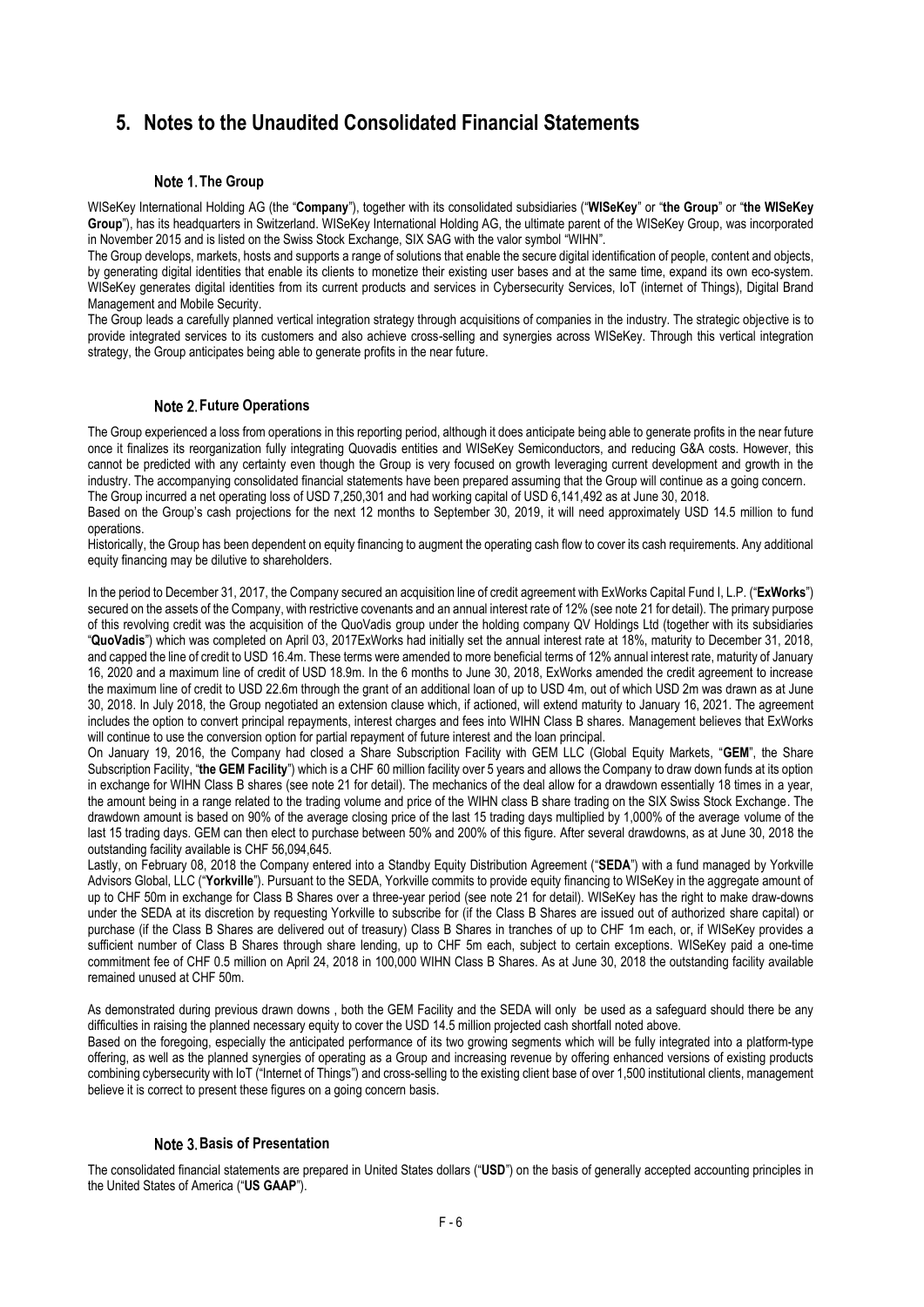# 5. Notes to the Unaudited Consolidated Financial Statements

## Note 1. The Group

WISeKey International Holding AG (the "**Company**"), together with its consolidated subsidiaries ("**WISeKey**" or "**the Group**" or "**the WISeKey Group**"), has its headquarters in Switzerland. WISeKey International Holding AG, the ultimate parent of the WISeKey Group, was incorporated in November 2015 and is listed on the Swiss Stock Exchange, SIX SAG with the valor symbol "WIHN".

The Group develops, markets, hosts and supports a range of solutions that enable the secure digital identification of people, content and objects, by generating digital identities that enable its clients to monetize their existing user bases and at the same time, expand its own eco-system. WISeKey generates digital identities from its current products and services in Cybersecurity Services, IoT (internet of Things), Digital Brand Management and Mobile Security.

The Group leads a carefully planned vertical integration strategy through acquisitions of companies in the industry. The strategic objective is to provide integrated services to its customers and also achieve cross-selling and synergies across WISeKey. Through this vertical integration strategy, the Group anticipates being able to generate profits in the near future.

## Note 2. Future Operations

The Group experienced a loss from operations in this reporting period, although it does anticipate being able to generate profits in the near future once it finalizes its reorganization fully integrating Quovadis entities and WISeKey Semiconductors, and reducing G&A costs. However, this cannot be predicted with any certainty even though the Group is very focused on growth leveraging current development and growth in the industry. The accompanying consolidated financial statements have been prepared assuming that the Group will continue as a going concern.

The Group incurred a net operating loss of USD 7,250,301 and had working capital of USD 6,141,492 as at June 30, 2018.

Based on the Group's cash projections for the next 12 months to September 30, 2019, it will need approximately USD 14.5 million to fund operations.

Historically, the Group has been dependent on equity financing to augment the operating cash flow to cover its cash requirements. Any additional equity financing may be dilutive to shareholders.

In the period to December 31, 2017, the Company secured an acquisition line of credit agreement with ExWorks Capital Fund I, L.P. ("**ExWorks**") secured on the assets of the Company, with restrictive covenants and an annual interest rate of 12% (see note 21 for detail). The primary purpose of this revolving credit was the acquisition of the QuoVadis group under the holding company QV Holdings Ltd (together with its subsidiaries "**QuoVadis**") which was completed on April 03, 2017ExWorks had initially set the annual interest rate at 18%, maturity to December 31, 2018, and capped the line of credit to USD 16.4m. These terms were amended to more beneficial terms of 12% annual interest rate, maturity of January 16, 2020 and a maximum line of credit of USD 18.9m. In the 6 months to June 30, 2018, ExWorks amended the credit agreement to increase the maximum line of credit to USD 22.6m through the grant of an additional loan of up to USD 4m, out of which USD 2m was drawn as at June 30, 2018. In July 2018, the Group negotiated an extension clause which, if actioned, will extend maturity to January 16, 2021. The agreement includes the option to convert principal repayments, interest charges and fees into WIHN Class B shares. Management believes that ExWorks will continue to use the conversion option for partial repayment of future interest and the loan principal.

On January 19, 2016, the Company had closed a Share Subscription Facility with GEM LLC (Global Equity Markets, "**GEM**", the Share Subscription Facility, "**the GEM Facility**") which is a CHF 60 million facility over 5 years and allows the Company to draw down funds at its option in exchange for WIHN Class B shares (see note 21 for detail). The mechanics of the deal allow for a drawdown essentially 18 times in a year, the amount being in a range related to the trading volume and price of the WIHN class B share trading on the SIX Swiss Stock Exchange. The drawdown amount is based on 90% of the average closing price of the last 15 trading days multiplied by 1,000% of the average volume of the last 15 trading days. GEM can then elect to purchase between 50% and 200% of this figure. After several drawdowns, as at June 30, 2018 the outstanding facility available is CHF 56,094,645.

Lastly, on February 08, 2018 the Company entered into a Standby Equity Distribution Agreement ("**SEDA**") with a fund managed by Yorkville Advisors Global, LLC ("**Yorkville**"). Pursuant to the SEDA, Yorkville commits to provide equity financing to WISeKey in the aggregate amount of up to CHF 50m in exchange for Class B Shares over a three-year period (see note 21 for detail). WISeKey has the right to make draw-downs under the SEDA at its discretion by requesting Yorkville to subscribe for (if the Class B Shares are issued out of authorized share capital) or purchase (if the Class B Shares are delivered out of treasury) Class B Shares in tranches of up to CHF 1m each, or, if WISeKey provides a sufficient number of Class B Shares through share lending, up to CHF 5m each, subject to certain exceptions. WISeKey paid a one-time commitment fee of CHF 0.5 million on April 24, 2018 in 100,000 WIHN Class B Shares. As at June 30, 2018 the outstanding facility available remained unused at CHF 50m.

As demonstrated during previous drawn downs , both the GEM Facility and the SEDA will only be used as a safeguard should there be any difficulties in raising the planned necessary equity to cover the USD 14.5 million projected cash shortfall noted above.

Based on the foregoing, especially the anticipated performance of its two growing segments which will be fully integrated into a platform-type offering, as well as the planned synergies of operating as a Group and increasing revenue by offering enhanced versions of existing products combining cybersecurity with IoT ("Internet of Things") and cross-selling to the existing client base of over 1,500 institutional clients, management believe it is correct to present these figures on a going concern basis.

## Note 3. Basis of Presentation

The consolidated financial statements are prepared in United States dollars ("**USD**") on the basis of generally accepted accounting principles in the United States of America ("**US GAAP**").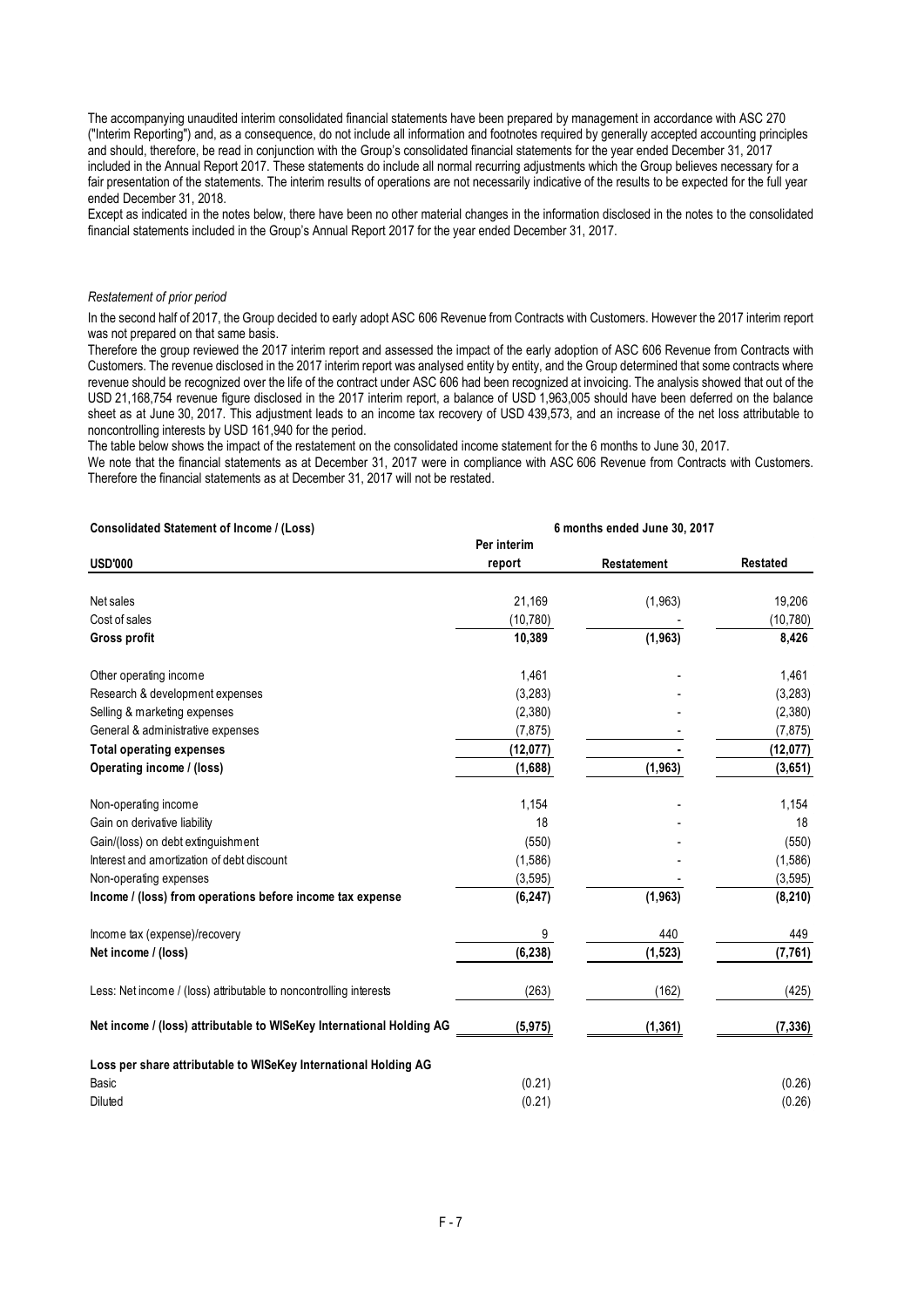The accompanying unaudited interim consolidated financial statements have been prepared by management in accordance with ASC 270 ("Interim Reporting") and, as a consequence, do not include all information and footnotes required by generally accepted accounting principles and should, therefore, be read in conjunction with the Group's consolidated financial statements for the year ended December 31, 2017 included in the Annual Report 2017. These statements do include all normal recurring adjustments which the Group believes necessary for a fair presentation of the statements. The interim results of operations are not necessarily indicative of the results to be expected for the full year ended December 31, 2018.

Except as indicated in the notes below, there have been no other material changes in the information disclosed in the notes to the consolidated financial statements included in the Group's Annual Report 2017 for the year ended December 31, 2017.

*Restatement of prior period*

In the second half of 2017, the Group decided to early adopt ASC 606 Revenue from Contracts with Customers. However the 2017 interim report was not prepared on that same basis.

Therefore the group reviewed the 2017 interim report and assessed the impact of the early adoption of ASC 606 Revenue from Contracts with Customers. The revenue disclosed in the 2017 interim report was analysed entity by entity, and the Group determined that some contracts where revenue should be recognized over the life of the contract under ASC 606 had been recognized at invoicing. The analysis showed that out of the USD 21,168,754 revenue figure disclosed in the 2017 interim report, a balance of USD 1,963,005 should have been deferred on the balance sheet as at June 30, 2017. This adjustment leads to an income tax recovery of USD 439,573, and an increase of the net loss attributable to noncontrolling interests by USD 161,940 for the period.

The table below shows the impact of the restatement on the consolidated income statement for the 6 months to June 30, 2017.

We note that the financial statements as at December 31, 2017 were in compliance with ASC 606 Revenue from Contracts with Customers. Therefore the financial statements as at December 31, 2017 will not be restated.

| **Consolidated Statement of Income / (Loss)** | 6 months ended June 30, 2017 | | |
|---|---|---|---|
| **USD'000** | **Per interim report** | **Restatement** | **Restated** |
| Net sales | 21,169 | (1,963) | 19,206 |
| Cost of sales | (10,780) | - | (10,780) |
| **Gross profit** | **10,389** | **(1,963)** | **8,426** |
| Other operating income | 1,461 | - | 1,461 |
| Research & development expenses | (3,283) | - | (3,283) |
| Selling & marketing expenses | (2,380) | - | (2,380) |
| General & administrative expenses | (7,875) | - | (7,875) |
| **Total operating expenses** | **(12,077)** | **-** | **(12,077)** |
| **Operating income / (loss)** | **(1,688)** | **(1,963)** | **(3,651)** |
| Non-operating income | 1,154 | - | 1,154 |
| Gain on derivative liability | 18 | - | 18 |
| Gain/(loss) on debt extinguishment | (550) | - | (550) |
| Interest and amortization of debt discount | (1,586) | - | (1,586) |
| Non-operating expenses | (3,595) | - | (3,595) |
| **Income / (loss) from operations before income tax expense** | **(6,247)** | **(1,963)** | **(8,210)** |
| Income tax (expense)/recovery | 9 | 440 | 449 |
| **Net income / (loss)** | **(6,238)** | **(1,523)** | **(7,761)** |
| Less: Net income / (loss) attributable to noncontrolling interests | (263) | (162) | (425) |
| **Net income / (loss) attributable to WISeKey International Holding AG** | **(5,975)** | **(1,361)** | **(7,336)** |
| **Loss per share attributable to WISeKey International Holding AG** | | | |
| Basic | (0.21) | | (0.26) |
| Diluted | (0.21) | | (0.26) |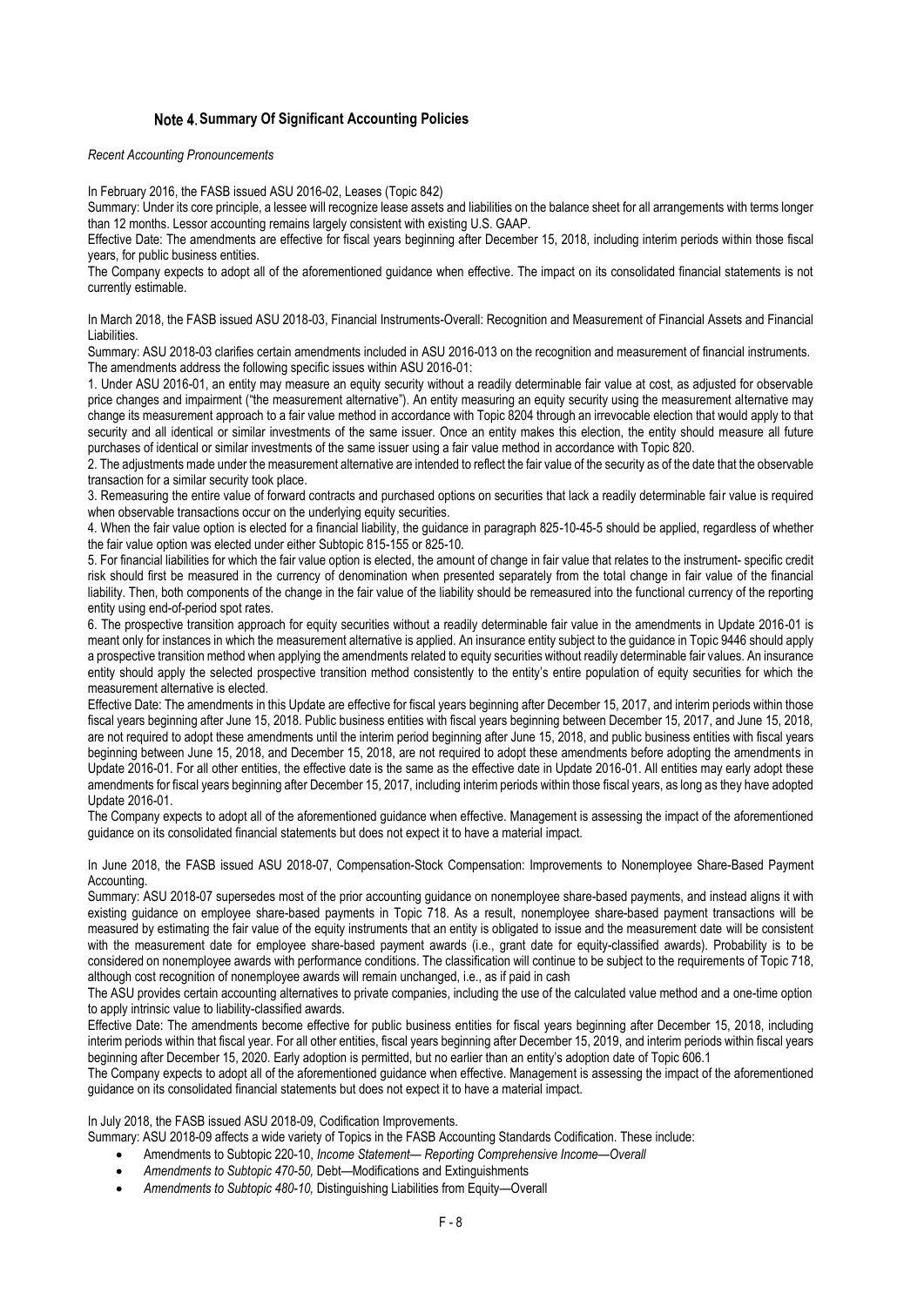## Note 4. Summary Of Significant Accounting Policies

*Recent Accounting Pronouncements*

In February 2016, the FASB issued ASU 2016-02, Leases (Topic 842)

Summary: Under its core principle, a lessee will recognize lease assets and liabilities on the balance sheet for all arrangements with terms longer than 12 months. Lessor accounting remains largely consistent with existing U.S. GAAP.

Effective Date: The amendments are effective for fiscal years beginning after December 15, 2018, including interim periods within those fiscal years, for public business entities.

The Company expects to adopt all of the aforementioned guidance when effective. The impact on its consolidated financial statements is not currently estimable.

In March 2018, the FASB issued ASU 2018-03, Financial Instruments-Overall: Recognition and Measurement of Financial Assets and Financial Liabilities.

Summary: ASU 2018-03 clarifies certain amendments included in ASU 2016-013 on the recognition and measurement of financial instruments. The amendments address the following specific issues within ASU 2016-01:

1. Under ASU 2016-01, an entity may measure an equity security without a readily determinable fair value at cost, as adjusted for observable price changes and impairment ("the measurement alternative"). An entity measuring an equity security using the measurement alternative may change its measurement approach to a fair value method in accordance with Topic 8204 through an irrevocable election that would apply to that security and all identical or similar investments of the same issuer. Once an entity makes this election, the entity should measure all future purchases of identical or similar investments of the same issuer using a fair value method in accordance with Topic 820.

2. The adjustments made under the measurement alternative are intended to reflect the fair value of the security as of the date that the observable transaction for a similar security took place.

3. Remeasuring the entire value of forward contracts and purchased options on securities that lack a readily determinable fair value is required when observable transactions occur on the underlying equity securities.

4. When the fair value option is elected for a financial liability, the guidance in paragraph 825-10-45-5 should be applied, regardless of whether the fair value option was elected under either Subtopic 815-155 or 825-10.

5. For financial liabilities for which the fair value option is elected, the amount of change in fair value that relates to the instrument- specific credit risk should first be measured in the currency of denomination when presented separately from the total change in fair value of the financial liability. Then, both components of the change in the fair value of the liability should be remeasured into the functional currency of the reporting entity using end-of-period spot rates.

6. The prospective transition approach for equity securities without a readily determinable fair value in the amendments in Update 2016-01 is meant only for instances in which the measurement alternative is applied. An insurance entity subject to the guidance in Topic 9446 should apply a prospective transition method when applying the amendments related to equity securities without readily determinable fair values. An insurance entity should apply the selected prospective transition method consistently to the entity's entire population of equity securities for which the measurement alternative is elected.

Effective Date: The amendments in this Update are effective for fiscal years beginning after December 15, 2017, and interim periods within those fiscal years beginning after June 15, 2018. Public business entities with fiscal years beginning between December 15, 2017, and June 15, 2018, are not required to adopt these amendments until the interim period beginning after June 15, 2018, and public business entities with fiscal years beginning between June 15, 2018, and December 15, 2018, are not required to adopt these amendments before adopting the amendments in Update 2016-01. For all other entities, the effective date is the same as the effective date in Update 2016-01. All entities may early adopt these amendments for fiscal years beginning after December 15, 2017, including interim periods within those fiscal years, as long as they have adopted Update 2016-01.

The Company expects to adopt all of the aforementioned guidance when effective. Management is assessing the impact of the aforementioned guidance on its consolidated financial statements but does not expect it to have a material impact.

In June 2018, the FASB issued ASU 2018-07, Compensation-Stock Compensation: Improvements to Nonemployee Share-Based Payment Accounting.

Summary: ASU 2018-07 supersedes most of the prior accounting guidance on nonemployee share-based payments, and instead aligns it with existing guidance on employee share-based payments in Topic 718. As a result, nonemployee share-based payment transactions will be measured by estimating the fair value of the equity instruments that an entity is obligated to issue and the measurement date will be consistent with the measurement date for employee share-based payment awards (i.e., grant date for equity-classified awards). Probability is to be considered on nonemployee awards with performance conditions. The classification will continue to be subject to the requirements of Topic 718, although cost recognition of nonemployee awards will remain unchanged, i.e., as if paid in cash

The ASU provides certain accounting alternatives to private companies, including the use of the calculated value method and a one-time option to apply intrinsic value to liability-classified awards.

Effective Date: The amendments become effective for public business entities for fiscal years beginning after December 15, 2018, including interim periods within that fiscal year. For all other entities, fiscal years beginning after December 15, 2019, and interim periods within fiscal years beginning after December 15, 2020. Early adoption is permitted, but no earlier than an entity's adoption date of Topic 606.1

The Company expects to adopt all of the aforementioned guidance when effective. Management is assessing the impact of the aforementioned guidance on its consolidated financial statements but does not expect it to have a material impact.

In July 2018, the FASB issued ASU 2018-09, Codification Improvements.

Summary: ASU 2018-09 affects a wide variety of Topics in the FASB Accounting Standards Codification. These include:

- Amendments to Subtopic 220-10, *Income Statement— Reporting Comprehensive Income—Overall*
- *Amendments to Subtopic 470-50,* Debt—Modifications and Extinguishments
- *Amendments to Subtopic 480-10,* Distinguishing Liabilities from Equity—Overall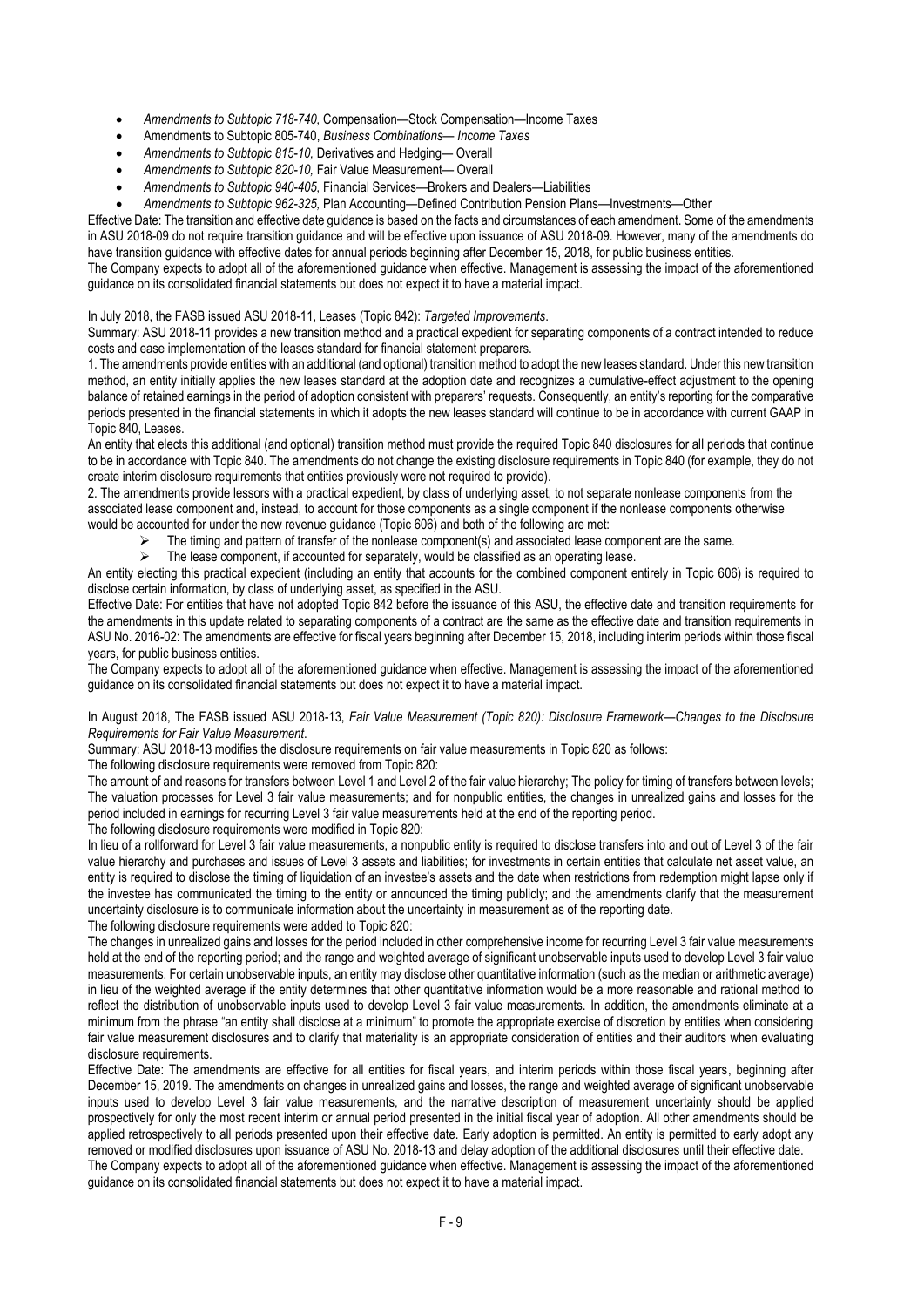- *Amendments to Subtopic 718-740,* Compensation—Stock Compensation—Income Taxes
- Amendments to Subtopic 805-740, *Business Combinations— Income Taxes*
- *Amendments to Subtopic 815-10,* Derivatives and Hedging— Overall
- *Amendments to Subtopic 820-10,* Fair Value Measurement— Overall
- *Amendments to Subtopic 940-405,* Financial Services—Brokers and Dealers—Liabilities
- *Amendments to Subtopic 962-325,* Plan Accounting—Defined Contribution Pension Plans—Investments—Other

Effective Date: The transition and effective date guidance is based on the facts and circumstances of each amendment. Some of the amendments in ASU 2018-09 do not require transition guidance and will be effective upon issuance of ASU 2018-09. However, many of the amendments do have transition guidance with effective dates for annual periods beginning after December 15, 2018, for public business entities.

The Company expects to adopt all of the aforementioned guidance when effective. Management is assessing the impact of the aforementioned guidance on its consolidated financial statements but does not expect it to have a material impact.

In July 2018, the FASB issued ASU 2018-11, Leases (Topic 842): *Targeted Improvements*.

Summary: ASU 2018-11 provides a new transition method and a practical expedient for separating components of a contract intended to reduce costs and ease implementation of the leases standard for financial statement preparers.

1. The amendments provide entities with an additional (and optional) transition method to adopt the new leases standard. Under this new transition method, an entity initially applies the new leases standard at the adoption date and recognizes a cumulative-effect adjustment to the opening balance of retained earnings in the period of adoption consistent with preparers' requests. Consequently, an entity's reporting for the comparative periods presented in the financial statements in which it adopts the new leases standard will continue to be in accordance with current GAAP in Topic 840, Leases.

An entity that elects this additional (and optional) transition method must provide the required Topic 840 disclosures for all periods that continue to be in accordance with Topic 840. The amendments do not change the existing disclosure requirements in Topic 840 (for example, they do not create interim disclosure requirements that entities previously were not required to provide).

2. The amendments provide lessors with a practical expedient, by class of underlying asset, to not separate nonlease components from the associated lease component and, instead, to account for those components as a single component if the nonlease components otherwise would be accounted for under the new revenue guidance (Topic 606) and both of the following are met:

- The timing and pattern of transfer of the nonlease component(s) and associated lease component are the same.
- The lease component, if accounted for separately, would be classified as an operating lease.

An entity electing this practical expedient (including an entity that accounts for the combined component entirely in Topic 606) is required to disclose certain information, by class of underlying asset, as specified in the ASU.

Effective Date: For entities that have not adopted Topic 842 before the issuance of this ASU, the effective date and transition requirements for the amendments in this update related to separating components of a contract are the same as the effective date and transition requirements in ASU No. 2016-02: The amendments are effective for fiscal years beginning after December 15, 2018, including interim periods within those fiscal years, for public business entities.

The Company expects to adopt all of the aforementioned guidance when effective. Management is assessing the impact of the aforementioned guidance on its consolidated financial statements but does not expect it to have a material impact.

In August 2018, The FASB issued ASU 2018-13, *Fair Value Measurement (Topic 820): Disclosure Framework—Changes to the Disclosure Requirements for Fair Value Measurement*.

Summary: ASU 2018-13 modifies the disclosure requirements on fair value measurements in Topic 820 as follows:

The following disclosure requirements were removed from Topic 820:

The amount of and reasons for transfers between Level 1 and Level 2 of the fair value hierarchy; The policy for timing of transfers between levels; The valuation processes for Level 3 fair value measurements; and for nonpublic entities, the changes in unrealized gains and losses for the period included in earnings for recurring Level 3 fair value measurements held at the end of the reporting period.

The following disclosure requirements were modified in Topic 820:

In lieu of a rollforward for Level 3 fair value measurements, a nonpublic entity is required to disclose transfers into and out of Level 3 of the fair value hierarchy and purchases and issues of Level 3 assets and liabilities; for investments in certain entities that calculate net asset value, an entity is required to disclose the timing of liquidation of an investee's assets and the date when restrictions from redemption might lapse only if the investee has communicated the timing to the entity or announced the timing publicly; and the amendments clarify that the measurement uncertainty disclosure is to communicate information about the uncertainty in measurement as of the reporting date.

The following disclosure requirements were added to Topic 820:

The changes in unrealized gains and losses for the period included in other comprehensive income for recurring Level 3 fair value measurements held at the end of the reporting period; and the range and weighted average of significant unobservable inputs used to develop Level 3 fair value measurements. For certain unobservable inputs, an entity may disclose other quantitative information (such as the median or arithmetic average) in lieu of the weighted average if the entity determines that other quantitative information would be a more reasonable and rational method to reflect the distribution of unobservable inputs used to develop Level 3 fair value measurements. In addition, the amendments eliminate at a minimum from the phrase "an entity shall disclose at a minimum" to promote the appropriate exercise of discretion by entities when considering fair value measurement disclosures and to clarify that materiality is an appropriate consideration of entities and their auditors when evaluating disclosure requirements.

Effective Date: The amendments are effective for all entities for fiscal years, and interim periods within those fiscal years, beginning after December 15, 2019. The amendments on changes in unrealized gains and losses, the range and weighted average of significant unobservable inputs used to develop Level 3 fair value measurements, and the narrative description of measurement uncertainty should be applied prospectively for only the most recent interim or annual period presented in the initial fiscal year of adoption. All other amendments should be applied retrospectively to all periods presented upon their effective date. Early adoption is permitted. An entity is permitted to early adopt any removed or modified disclosures upon issuance of ASU No. 2018-13 and delay adoption of the additional disclosures until their effective date.

The Company expects to adopt all of the aforementioned guidance when effective. Management is assessing the impact of the aforementioned guidance on its consolidated financial statements but does not expect it to have a material impact.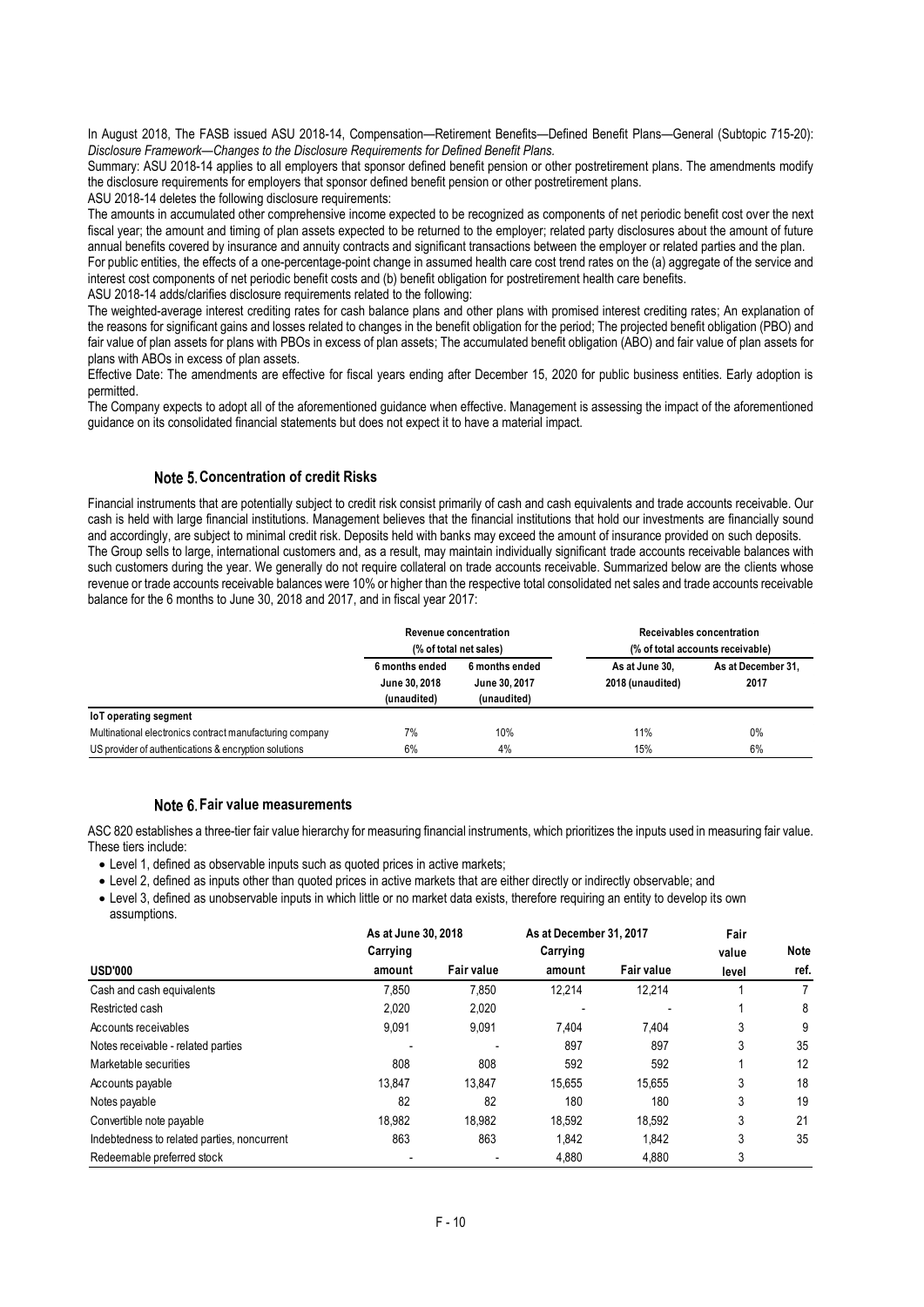In August 2018, The FASB issued ASU 2018-14, Compensation—Retirement Benefits—Defined Benefit Plans—General (Subtopic 715-20): *Disclosure Framework—Changes to the Disclosure Requirements for Defined Benefit Plans.*

Summary: ASU 2018-14 applies to all employers that sponsor defined benefit pension or other postretirement plans. The amendments modify the disclosure requirements for employers that sponsor defined benefit pension or other postretirement plans.

ASU 2018-14 deletes the following disclosure requirements:

The amounts in accumulated other comprehensive income expected to be recognized as components of net periodic benefit cost over the next fiscal year; the amount and timing of plan assets expected to be returned to the employer; related party disclosures about the amount of future annual benefits covered by insurance and annuity contracts and significant transactions between the employer or related parties and the plan.

For public entities, the effects of a one-percentage-point change in assumed health care cost trend rates on the (a) aggregate of the service and interest cost components of net periodic benefit costs and (b) benefit obligation for postretirement health care benefits.

ASU 2018-14 adds/clarifies disclosure requirements related to the following:

The weighted-average interest crediting rates for cash balance plans and other plans with promised interest crediting rates; An explanation of the reasons for significant gains and losses related to changes in the benefit obligation for the period; The projected benefit obligation (PBO) and fair value of plan assets for plans with PBOs in excess of plan assets; The accumulated benefit obligation (ABO) and fair value of plan assets for plans with ABOs in excess of plan assets.

Effective Date: The amendments are effective for fiscal years ending after December 15, 2020 for public business entities. Early adoption is permitted.

The Company expects to adopt all of the aforementioned guidance when effective. Management is assessing the impact of the aforementioned guidance on its consolidated financial statements but does not expect it to have a material impact.

## Note 5. Concentration of credit Risks

Financial instruments that are potentially subject to credit risk consist primarily of cash and cash equivalents and trade accounts receivable. Our cash is held with large financial institutions. Management believes that the financial institutions that hold our investments are financially sound and accordingly, are subject to minimal credit risk. Deposits held with banks may exceed the amount of insurance provided on such deposits.

The Group sells to large, international customers and, as a result, may maintain individually significant trade accounts receivable balances with such customers during the year. We generally do not require collateral on trade accounts receivable. Summarized below are the clients whose revenue or trade accounts receivable balances were 10% or higher than the respective total consolidated net sales and trade accounts receivable balance for the 6 months to June 30, 2018 and 2017, and in fiscal year 2017:

| | Revenue concentration (% of total net sales) | | Receivables concentration (% of total accounts receivable) | |
|---|---|---|---|---|
| | 6 months ended June 30, 2018 (unaudited) | 6 months ended June 30, 2017 (unaudited) | As at June 30, 2018 (unaudited) | As at December 31, 2017 |
| **IoT operating segment** | | | | |
| Multinational electronics contract manufacturing company | 7% | 10% | 11% | 0% |
| US provider of authentications & encryption solutions | 6% | 4% | 15% | 6% |

## Note 6. Fair value measurements

ASC 820 establishes a three-tier fair value hierarchy for measuring financial instruments, which prioritizes the inputs used in measuring fair value. These tiers include:

- Level 1, defined as observable inputs such as quoted prices in active markets;
- Level 2, defined as inputs other than quoted prices in active markets that are either directly or indirectly observable; and
- Level 3, defined as unobservable inputs in which little or no market data exists, therefore requiring an entity to develop its own assumptions.

| | As at June 30, 2018 | | As at December 31, 2017 | | | |
|---|---|---|---|---|---|---|
| USD'000 | Carrying amount | Fair value | Carrying amount | Fair value | Fair value level | Note ref. |
| Cash and cash equivalents | 7,850 | 7,850 | 12,214 | 12,214 | 1 | 7 |
| Restricted cash | 2,020 | 2,020 | - | - | 1 | 8 |
| Accounts receivables | 9,091 | 9,091 | 7,404 | 7,404 | 3 | 9 |
| Notes receivable - related parties | - | - | 897 | 897 | 3 | 35 |
| Marketable securities | 808 | 808 | 592 | 592 | 1 | 12 |
| Accounts payable | 13,847 | 13,847 | 15,655 | 15,655 | 3 | 18 |
| Notes payable | 82 | 82 | 180 | 180 | 3 | 19 |
| Convertible note payable | 18,982 | 18,982 | 18,592 | 18,592 | 3 | 21 |
| Indebtedness to related parties, noncurrent | 863 | 863 | 1,842 | 1,842 | 3 | 35 |
| Redeemable preferred stock | - | - | 4,880 | 4,880 | 3 | |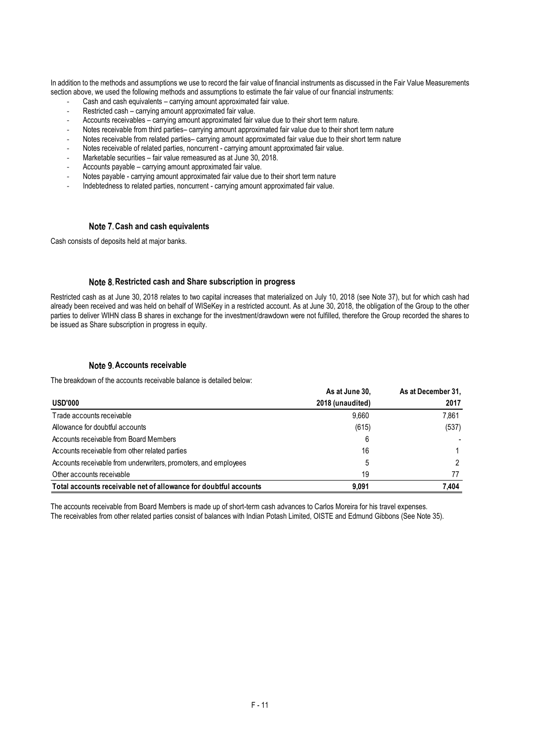In addition to the methods and assumptions we use to record the fair value of financial instruments as discussed in the Fair Value Measurements section above, we used the following methods and assumptions to estimate the fair value of our financial instruments:

- Cash and cash equivalents – carrying amount approximated fair value.
- Restricted cash – carrying amount approximated fair value.
- Accounts receivables – carrying amount approximated fair value due to their short term nature.
- Notes receivable from third parties– carrying amount approximated fair value due to their short term nature
- Notes receivable from related parties– carrying amount approximated fair value due to their short term nature
- Notes receivable of related parties, noncurrent - carrying amount approximated fair value.
- Marketable securities – fair value remeasured as at June 30, 2018.
- Accounts payable – carrying amount approximated fair value.
- Notes payable - carrying amount approximated fair value due to their short term nature
- Indebtedness to related parties, noncurrent - carrying amount approximated fair value.

### Note 7. Cash and cash equivalents

Cash consists of deposits held at major banks.

### Note 8. Restricted cash and Share subscription in progress

Restricted cash as at June 30, 2018 relates to two capital increases that materialized on July 10, 2018 (see Note 37), but for which cash had already been received and was held on behalf of WISeKey in a restricted account. As at June 30, 2018, the obligation of the Group to the other parties to deliver WIHN class B shares in exchange for the investment/drawdown were not fulfilled, therefore the Group recorded the shares to be issued as Share subscription in progress in equity.

### Note 9. Accounts receivable

The breakdown of the accounts receivable balance is detailed below:

| USD'000 | As at June 30, 2018 (unaudited) | As at December 31, 2017 |
|---|---|---|
| Trade accounts receivable | 9,660 | 7,861 |
| Allowance for doubtful accounts | (615) | (537) |
| Accounts receivable from Board Members | 6 | - |
| Accounts receivable from other related parties | 16 | 1 |
| Accounts receivable from underwriters, promoters, and employees | 5 | 2 |
| Other accounts receivable | 19 | 77 |
| **Total accounts receivable net of allowance for doubtful accounts** | **9,091** | **7,404** |

The accounts receivable from Board Members is made up of short-term cash advances to Carlos Moreira for his travel expenses.
The receivables from other related parties consist of balances with Indian Potash Limited, OISTE and Edmund Gibbons (See Note 35).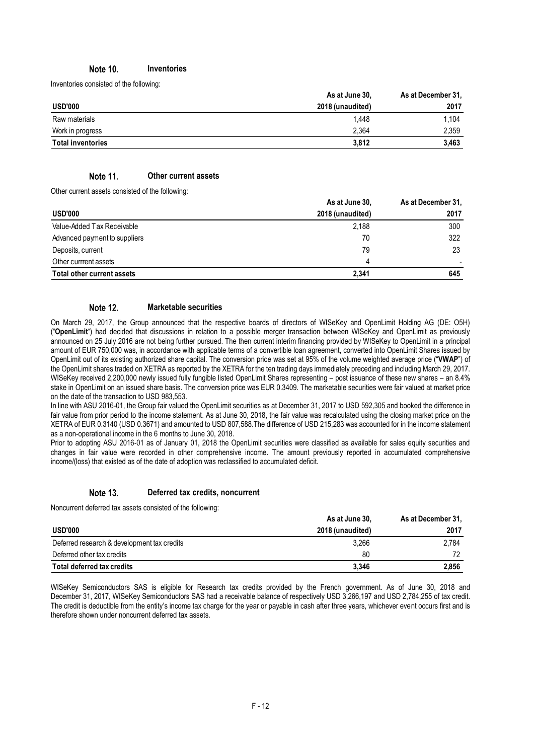## Note 10. Inventories

Inventories consisted of the following:

| USD'000 | As at June 30, 2018 (unaudited) | As at December 31, 2017 |
|---|---|---|
| Raw materials | 1,448 | 1,104 |
| Work in progress | 2,364 | 2,359 |
| **Total inventories** | **3,812** | **3,463** |

## Note 11. Other current assets

Other current assets consisted of the following:

| USD'000 | As at June 30, 2018 (unaudited) | As at December 31, 2017 |
|---|---|---|
| Value-Added Tax Receivable | 2,188 | 300 |
| Advanced payment to suppliers | 70 | 322 |
| Deposits, current | 79 | 23 |
| Other currrent assets | 4 | - |
| **Total other current assets** | **2,341** | **645** |

## Note 12. Marketable securities

On March 29, 2017, the Group announced that the respective boards of directors of WISeKey and OpenLimit Holding AG (DE: O5H) ("**OpenLimit**") had decided that discussions in relation to a possible merger transaction between WISeKey and OpenLimit as previously announced on 25 July 2016 are not being further pursued. The then current interim financing provided by WISeKey to OpenLimit in a principal amount of EUR 750,000 was, in accordance with applicable terms of a convertible loan agreement, converted into OpenLimit Shares issued by OpenLimit out of its existing authorized share capital. The conversion price was set at 95% of the volume weighted average price ("**VWAP**") of the OpenLimit shares traded on XETRA as reported by the XETRA for the ten trading days immediately preceding and including March 29, 2017. WISeKey received 2,200,000 newly issued fully fungible listed OpenLimit Shares representing – post issuance of these new shares – an 8.4% stake in OpenLimit on an issued share basis. The conversion price was EUR 0.3409. The marketable securities were fair valued at market price on the date of the transaction to USD 983,553.

In line with ASU 2016-01, the Group fair valued the OpenLimit securities as at December 31, 2017 to USD 592,305 and booked the difference in fair value from prior period to the income statement. As at June 30, 2018, the fair value was recalculated using the closing market price on the XETRA of EUR 0.3140 (USD 0.3671) and amounted to USD 807,588.The difference of USD 215,283 was accounted for in the income statement as a non-operational income in the 6 months to June 30, 2018.

Prior to adopting ASU 2016-01 as of January 01, 2018 the OpenLimit securities were classified as available for sales equity securities and changes in fair value were recorded in other comprehensive income. The amount previously reported in accumulated comprehensive income/(loss) that existed as of the date of adoption was reclassified to accumulated deficit.

## Note 13. Deferred tax credits, noncurrent

Noncurrent deferred tax assets consisted of the following:

| USD'000 | As at June 30, 2018 (unaudited) | As at December 31, 2017 |
|---|---|---|
| Deferred research & development tax credits | 3,266 | 2,784 |
| Deferred other tax credits | 80 | 72 |
| **Total deferred tax credits** | **3,346** | **2,856** |

WISeKey Semiconductors SAS is eligible for Research tax credits provided by the French government. As of June 30, 2018 and December 31, 2017, WISeKey Semiconductors SAS had a receivable balance of respectively USD 3,266,197 and USD 2,784,255 of tax credit. The credit is deductible from the entity's income tax charge for the year or payable in cash after three years, whichever event occurs first and is therefore shown under noncurrent deferred tax assets.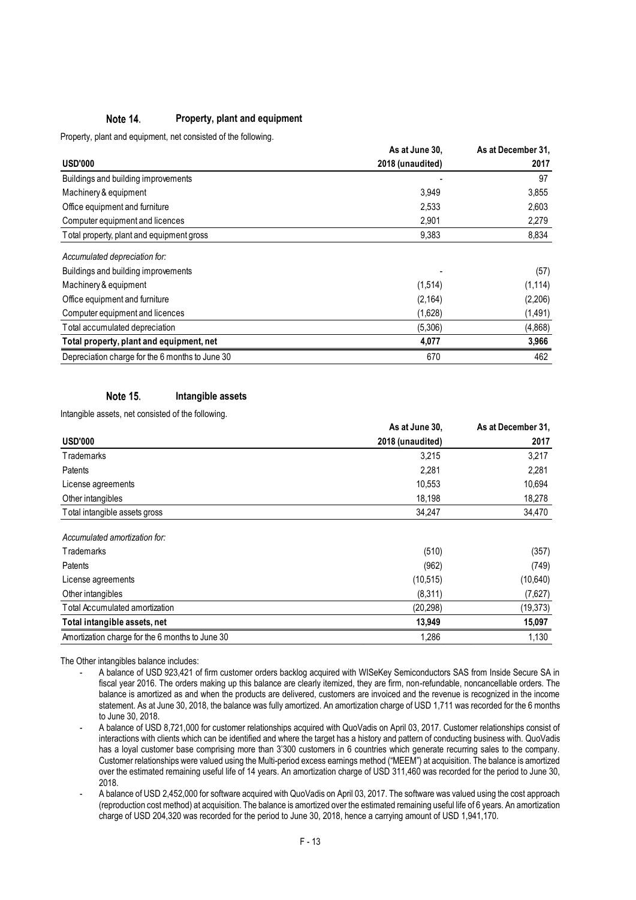## Note 14. Property, plant and equipment

Property, plant and equipment, net consisted of the following.

| USD'000 | As at June 30, 2018 (unaudited) | As at December 31, 2017 |
|---|---|---|
| Buildings and building improvements | - | 97 |
| Machinery & equipment | 3,949 | 3,855 |
| Office equipment and furniture | 2,533 | 2,603 |
| Computer equipment and licences | 2,901 | 2,279 |
| Total property, plant and equipment gross | 9,383 | 8,834 |
| *Accumulated depreciation for:* | | |
| Buildings and building improvements | - | (57) |
| Machinery & equipment | (1,514) | (1,114) |
| Office equipment and furniture | (2,164) | (2,206) |
| Computer equipment and licences | (1,628) | (1,491) |
| Total accumulated depreciation | (5,306) | (4,868) |
| **Total property, plant and equipment, net** | **4,077** | **3,966** |
| Depreciation charge for the 6 months to June 30 | 670 | 462 |

## Note 15. Intangible assets

Intangible assets, net consisted of the following.

| USD'000 | As at June 30, 2018 (unaudited) | As at December 31, 2017 |
|---|---|---|
| Trademarks | 3,215 | 3,217 |
| Patents | 2,281 | 2,281 |
| License agreements | 10,553 | 10,694 |
| Other intangibles | 18,198 | 18,278 |
| Total intangible assets gross | 34,247 | 34,470 |
| *Accumulated amortization for:* | | |
| Trademarks | (510) | (357) |
| Patents | (962) | (749) |
| License agreements | (10,515) | (10,640) |
| Other intangibles | (8,311) | (7,627) |
| Total Accumulated amortization | (20,298) | (19,373) |
| **Total intangible assets, net** | **13,949** | **15,097** |
| Amortization charge for the 6 months to June 30 | 1,286 | 1,130 |

The Other intangibles balance includes:

- A balance of USD 923,421 of firm customer orders backlog acquired with WISeKey Semiconductors SAS from Inside Secure SA in fiscal year 2016. The orders making up this balance are clearly itemized, they are firm, non-refundable, noncancellable orders. The balance is amortized as and when the products are delivered, customers are invoiced and the revenue is recognized in the income statement. As at June 30, 2018, the balance was fully amortized. An amortization charge of USD 1,711 was recorded for the 6 months to June 30, 2018.
- A balance of USD 8,721,000 for customer relationships acquired with QuoVadis on April 03, 2017. Customer relationships consist of interactions with clients which can be identified and where the target has a history and pattern of conducting business with. QuoVadis has a loyal customer base comprising more than 3'300 customers in 6 countries which generate recurring sales to the company. Customer relationships were valued using the Multi-period excess earnings method ("MEEM") at acquisition. The balance is amortized over the estimated remaining useful life of 14 years. An amortization charge of USD 311,460 was recorded for the period to June 30, 2018.
- A balance of USD 2,452,000 for software acquired with QuoVadis on April 03, 2017. The software was valued using the cost approach (reproduction cost method) at acquisition. The balance is amortized over the estimated remaining useful life of 6 years. An amortization charge of USD 204,320 was recorded for the period to June 30, 2018, hence a carrying amount of USD 1,941,170.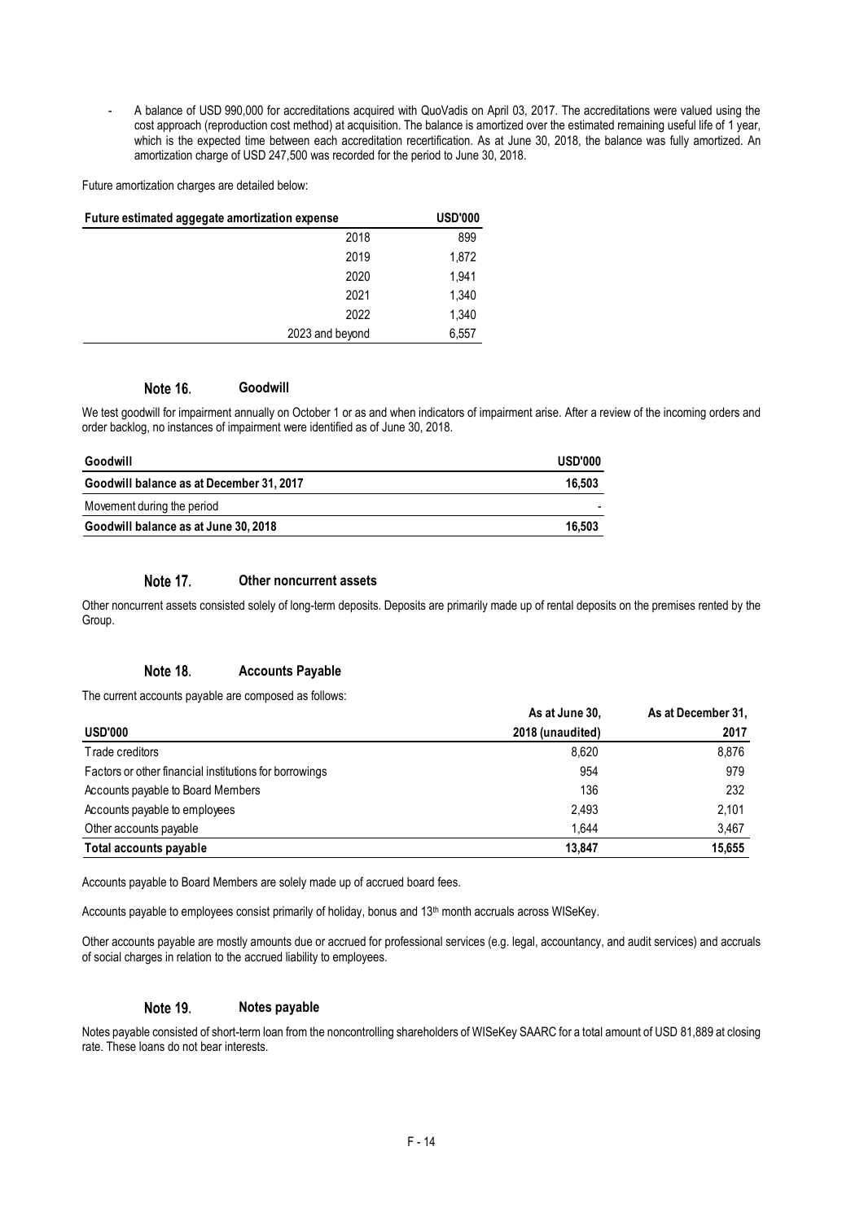- A balance of USD 990,000 for accreditations acquired with QuoVadis on April 03, 2017. The accreditations were valued using the cost approach (reproduction cost method) at acquisition. The balance is amortized over the estimated remaining useful life of 1 year, which is the expected time between each accreditation recertification. As at June 30, 2018, the balance was fully amortized. An amortization charge of USD 247,500 was recorded for the period to June 30, 2018.

Future amortization charges are detailed below:

| Future estimated aggegate amortization expense | USD'000 |
|---:|---:|
| 2018 | 899 |
| 2019 | 1,872 |
| 2020 | 1,941 |
| 2021 | 1,340 |
| 2022 | 1,340 |
| 2023 and beyond | 6,557 |

## Note 16. Goodwill

We test goodwill for impairment annually on October 1 or as and when indicators of impairment arise. After a review of the incoming orders and order backlog, no instances of impairment were identified as of June 30, 2018.

| Goodwill | USD'000 |
|---|---:|
| **Goodwill balance as at December 31, 2017** | **16,503** |
| Movement during the period | - |
| **Goodwill balance as at June 30, 2018** | **16,503** |

## Note 17. Other noncurrent assets

Other noncurrent assets consisted solely of long-term deposits. Deposits are primarily made up of rental deposits on the premises rented by the Group.

## Note 18. Accounts Payable

The current accounts payable are composed as follows:

| USD'000 | As at June 30, 2018 (unaudited) | As at December 31, 2017 |
|---|---:|---:|
| Trade creditors | 8,620 | 8,876 |
| Factors or other financial institutions for borrowings | 954 | 979 |
| Accounts payable to Board Members | 136 | 232 |
| Accounts payable to employees | 2,493 | 2,101 |
| Other accounts payable | 1,644 | 3,467 |
| **Total accounts payable** | **13,847** | **15,655** |

Accounts payable to Board Members are solely made up of accrued board fees.

Accounts payable to employees consist primarily of holiday, bonus and 13th month accruals across WISeKey.

Other accounts payable are mostly amounts due or accrued for professional services (e.g. legal, accountancy, and audit services) and accruals of social charges in relation to the accrued liability to employees.

## Note 19. Notes payable

Notes payable consisted of short-term loan from the noncontrolling shareholders of WISeKey SAARC for a total amount of USD 81,889 at closing rate. These loans do not bear interests.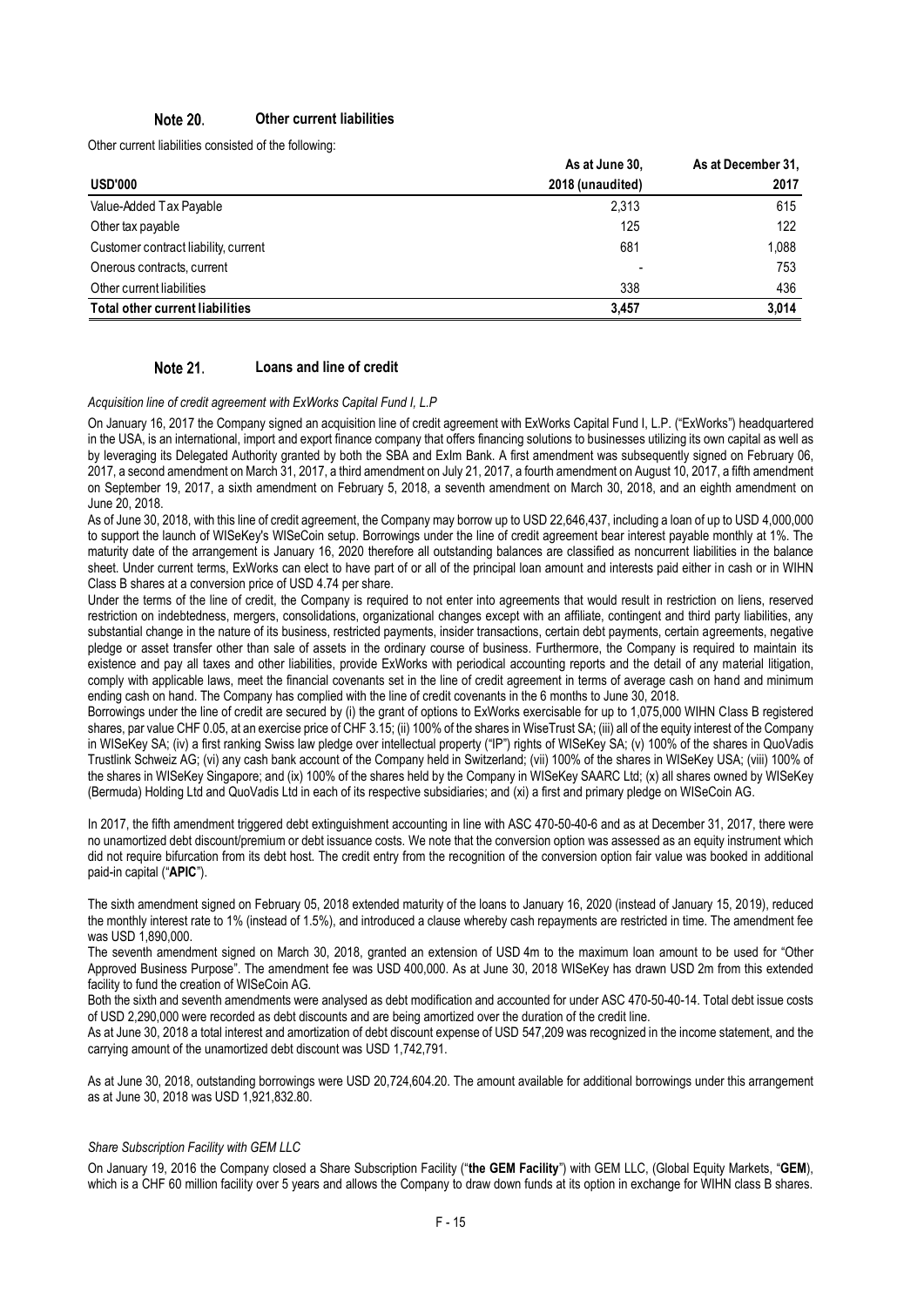## Note 20. Other current liabilities

Other current liabilities consisted of the following:

| USD'000 | As at June 30, 2018 (unaudited) | As at December 31, 2017 |
|---|---|---|
| Value-Added Tax Payable | 2,313 | 615 |
| Other tax payable | 125 | 122 |
| Customer contract liability, current | 681 | 1,088 |
| Onerous contracts, current | - | 753 |
| Other current liabilities | 338 | 436 |
| **Total other current liabilities** | **3,457** | **3,014** |

## Note 21. Loans and line of credit

*Acquisition line of credit agreement with ExWorks Capital Fund I, L.P*

On January 16, 2017 the Company signed an acquisition line of credit agreement with ExWorks Capital Fund I, L.P. ("ExWorks") headquartered in the USA, is an international, import and export finance company that offers financing solutions to businesses utilizing its own capital as well as by leveraging its Delegated Authority granted by both the SBA and ExIm Bank. A first amendment was subsequently signed on February 06, 2017, a second amendment on March 31, 2017, a third amendment on July 21, 2017, a fourth amendment on August 10, 2017, a fifth amendment on September 19, 2017, a sixth amendment on February 5, 2018, a seventh amendment on March 30, 2018, and an eighth amendment on June 20, 2018.

As of June 30, 2018, with this line of credit agreement, the Company may borrow up to USD 22,646,437, including a loan of up to USD 4,000,000 to support the launch of WISeKey's WISeCoin setup. Borrowings under the line of credit agreement bear interest payable monthly at 1%. The maturity date of the arrangement is January 16, 2020 therefore all outstanding balances are classified as noncurrent liabilities in the balance sheet. Under current terms, ExWorks can elect to have part of or all of the principal loan amount and interests paid either in cash or in WIHN Class B shares at a conversion price of USD 4.74 per share.

Under the terms of the line of credit, the Company is required to not enter into agreements that would result in restriction on liens, reserved restriction on indebtedness, mergers, consolidations, organizational changes except with an affiliate, contingent and third party liabilities, any substantial change in the nature of its business, restricted payments, insider transactions, certain debt payments, certain agreements, negative pledge or asset transfer other than sale of assets in the ordinary course of business. Furthermore, the Company is required to maintain its existence and pay all taxes and other liabilities, provide ExWorks with periodical accounting reports and the detail of any material litigation, comply with applicable laws, meet the financial covenants set in the line of credit agreement in terms of average cash on hand and minimum ending cash on hand. The Company has complied with the line of credit covenants in the 6 months to June 30, 2018.

Borrowings under the line of credit are secured by (i) the grant of options to ExWorks exercisable for up to 1,075,000 WIHN Class B registered shares, par value CHF 0.05, at an exercise price of CHF 3.15; (ii) 100% of the shares in WiseTrust SA; (iii) all of the equity interest of the Company in WISeKey SA; (iv) a first ranking Swiss law pledge over intellectual property ("IP") rights of WISeKey SA; (v) 100% of the shares in QuoVadis Trustlink Schweiz AG; (vi) any cash bank account of the Company held in Switzerland; (vii) 100% of the shares in WISeKey USA; (viii) 100% of the shares in WISeKey Singapore; and (ix) 100% of the shares held by the Company in WISeKey SAARC Ltd; (x) all shares owned by WISeKey (Bermuda) Holding Ltd and QuoVadis Ltd in each of its respective subsidiaries; and (xi) a first and primary pledge on WISeCoin AG.

In 2017, the fifth amendment triggered debt extinguishment accounting in line with ASC 470-50-40-6 and as at December 31, 2017, there were no unamortized debt discount/premium or debt issuance costs. We note that the conversion option was assessed as an equity instrument which did not require bifurcation from its debt host. The credit entry from the recognition of the conversion option fair value was booked in additional paid-in capital ("**APIC**").

The sixth amendment signed on February 05, 2018 extended maturity of the loans to January 16, 2020 (instead of January 15, 2019), reduced the monthly interest rate to 1% (instead of 1.5%), and introduced a clause whereby cash repayments are restricted in time. The amendment fee was USD 1,890,000.

The seventh amendment signed on March 30, 2018, granted an extension of USD 4m to the maximum loan amount to be used for "Other Approved Business Purpose". The amendment fee was USD 400,000. As at June 30, 2018 WISeKey has drawn USD 2m from this extended facility to fund the creation of WISeCoin AG.

Both the sixth and seventh amendments were analysed as debt modification and accounted for under ASC 470-50-40-14. Total debt issue costs of USD 2,290,000 were recorded as debt discounts and are being amortized over the duration of the credit line.

As at June 30, 2018 a total interest and amortization of debt discount expense of USD 547,209 was recognized in the income statement, and the carrying amount of the unamortized debt discount was USD 1,742,791.

As at June 30, 2018, outstanding borrowings were USD 20,724,604.20. The amount available for additional borrowings under this arrangement as at June 30, 2018 was USD 1,921,832.80.

*Share Subscription Facility with GEM LLC*

On January 19, 2016 the Company closed a Share Subscription Facility ("**the GEM Facility**") with GEM LLC, (Global Equity Markets, "**GEM**), which is a CHF 60 million facility over 5 years and allows the Company to draw down funds at its option in exchange for WIHN class B shares.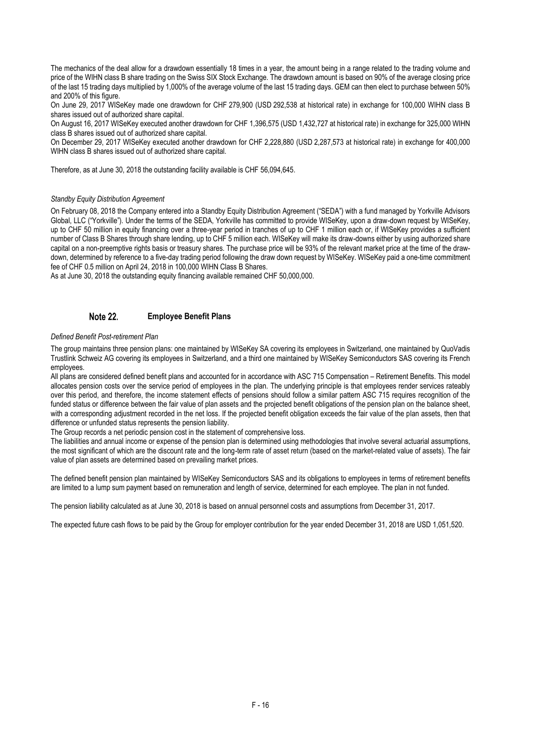The mechanics of the deal allow for a drawdown essentially 18 times in a year, the amount being in a range related to the trading volume and price of the WIHN class B share trading on the Swiss SIX Stock Exchange. The drawdown amount is based on 90% of the average closing price of the last 15 trading days multiplied by 1,000% of the average volume of the last 15 trading days. GEM can then elect to purchase between 50% and 200% of this figure.

On June 29, 2017 WISeKey made one drawdown for CHF 279,900 (USD 292,538 at historical rate) in exchange for 100,000 WIHN class B shares issued out of authorized share capital.

On August 16, 2017 WISeKey executed another drawdown for CHF 1,396,575 (USD 1,432,727 at historical rate) in exchange for 325,000 WIHN class B shares issued out of authorized share capital.

On December 29, 2017 WISeKey executed another drawdown for CHF 2,228,880 (USD 2,287,573 at historical rate) in exchange for 400,000 WIHN class B shares issued out of authorized share capital.

Therefore, as at June 30, 2018 the outstanding facility available is CHF 56,094,645.

*Standby Equity Distribution Agreement*

On February 08, 2018 the Company entered into a Standby Equity Distribution Agreement ("SEDA") with a fund managed by Yorkville Advisors Global, LLC ("Yorkville"). Under the terms of the SEDA, Yorkville has committed to provide WISeKey, upon a draw-down request by WISeKey, up to CHF 50 million in equity financing over a three-year period in tranches of up to CHF 1 million each or, if WISeKey provides a sufficient number of Class B Shares through share lending, up to CHF 5 million each. WISeKey will make its draw-downs either by using authorized share capital on a non-preemptive rights basis or treasury shares. The purchase price will be 93% of the relevant market price at the time of the draw-down, determined by reference to a five-day trading period following the draw down request by WISeKey. WISeKey paid a one-time commitment fee of CHF 0.5 million on April 24, 2018 in 100,000 WIHN Class B Shares.

As at June 30, 2018 the outstanding equity financing available remained CHF 50,000,000.

## Note 22. Employee Benefit Plans

*Defined Benefit Post-retirement Plan*

The group maintains three pension plans: one maintained by WISeKey SA covering its employees in Switzerland, one maintained by QuoVadis Trustlink Schweiz AG covering its employees in Switzerland, and a third one maintained by WISeKey Semiconductors SAS covering its French employees.

All plans are considered defined benefit plans and accounted for in accordance with ASC 715 Compensation – Retirement Benefits. This model allocates pension costs over the service period of employees in the plan. The underlying principle is that employees render services rateably over this period, and therefore, the income statement effects of pensions should follow a similar pattern ASC 715 requires recognition of the funded status or difference between the fair value of plan assets and the projected benefit obligations of the pension plan on the balance sheet, with a corresponding adjustment recorded in the net loss. If the projected benefit obligation exceeds the fair value of the plan assets, then that difference or unfunded status represents the pension liability.

The Group records a net periodic pension cost in the statement of comprehensive loss.

The liabilities and annual income or expense of the pension plan is determined using methodologies that involve several actuarial assumptions, the most significant of which are the discount rate and the long-term rate of asset return (based on the market-related value of assets). The fair value of plan assets are determined based on prevailing market prices.

The defined benefit pension plan maintained by WISeKey Semiconductors SAS and its obligations to employees in terms of retirement benefits are limited to a lump sum payment based on remuneration and length of service, determined for each employee. The plan in not funded.

The pension liability calculated as at June 30, 2018 is based on annual personnel costs and assumptions from December 31, 2017.

The expected future cash flows to be paid by the Group for employer contribution for the year ended December 31, 2018 are USD 1,051,520.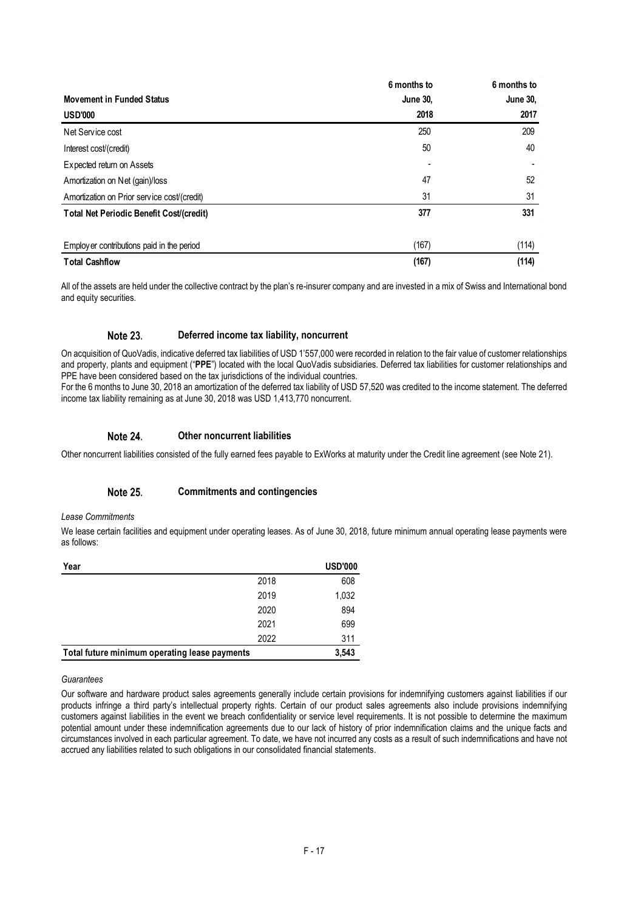| Movement in Funded Status | 6 months to June 30, | 6 months to June 30, |
| --- | --- | --- |
| **USD'000** | **2018** | **2017** |
| Net Service cost | 250 | 209 |
| Interest cost/(credit) | 50 | 40 |
| Expected return on Assets | - | - |
| Amortization on Net (gain)/loss | 47 | 52 |
| Amortization on Prior service cost/(credit) | 31 | 31 |
| **Total Net Periodic Benefit Cost/(credit)** | **377** | **331** |
| Employer contributions paid in the period | (167) | (114) |
| **Total Cashflow** | **(167)** | **(114)** |

All of the assets are held under the collective contract by the plan's re-insurer company and are invested in a mix of Swiss and International bond and equity securities.

## Note 23. Deferred income tax liability, noncurrent

On acquisition of QuoVadis, indicative deferred tax liabilities of USD 1'557,000 were recorded in relation to the fair value of customer relationships and property, plants and equipment ("**PPE**") located with the local QuoVadis subsidiaries. Deferred tax liabilities for customer relationships and PPE have been considered based on the tax jurisdictions of the individual countries.

For the 6 months to June 30, 2018 an amortization of the deferred tax liability of USD 57,520 was credited to the income statement. The deferred income tax liability remaining as at June 30, 2018 was USD 1,413,770 noncurrent.

## Note 24. Other noncurrent liabilities

Other noncurrent liabilities consisted of the fully earned fees payable to ExWorks at maturity under the Credit line agreement (see Note 21).

## Note 25. Commitments and contingencies

*Lease Commitments*

We lease certain facilities and equipment under operating leases. As of June 30, 2018, future minimum annual operating lease payments were as follows:

| Year | | USD'000 |
| --- | --- | --- |
| | 2018 | 608 |
| | 2019 | 1,032 |
| | 2020 | 894 |
| | 2021 | 699 |
| | 2022 | 311 |
| **Total future minimum operating lease payments** | | **3,543** |

*Guarantees*

Our software and hardware product sales agreements generally include certain provisions for indemnifying customers against liabilities if our products infringe a third party's intellectual property rights. Certain of our product sales agreements also include provisions indemnifying customers against liabilities in the event we breach confidentiality or service level requirements. It is not possible to determine the maximum potential amount under these indemnification agreements due to our lack of history of prior indemnification claims and the unique facts and circumstances involved in each particular agreement. To date, we have not incurred any costs as a result of such indemnifications and have not accrued any liabilities related to such obligations in our consolidated financial statements.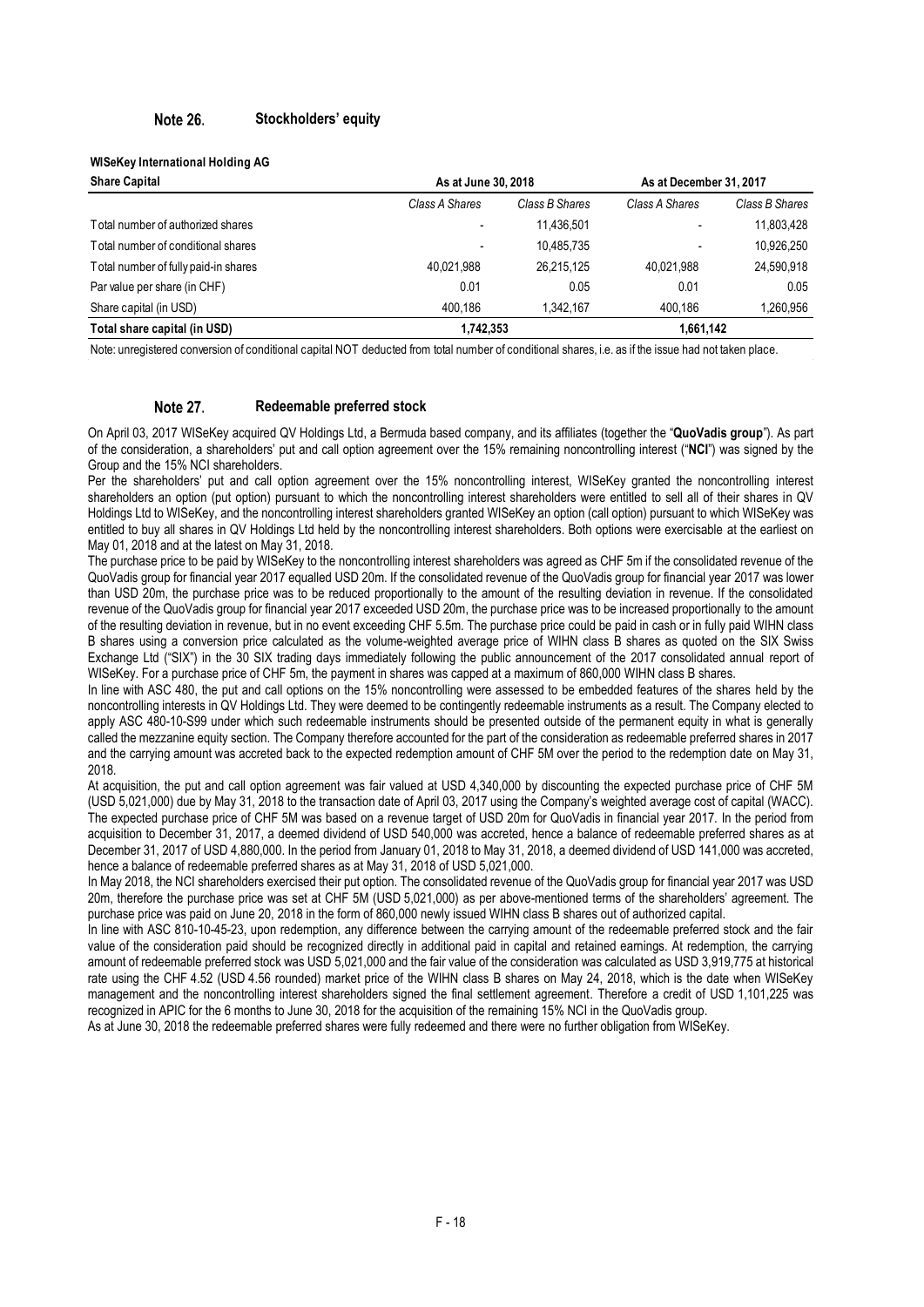## Note 26. Stockholders' equity

**WISeKey International Holding AG**

| Share Capital | As at June 30, 2018 | | As at December 31, 2017 | |
|---|---|---|---|---|
| | *Class A Shares* | *Class B Shares* | *Class A Shares* | *Class B Shares* |
| Total number of authorized shares | - | 11,436,501 | - | 11,803,428 |
| Total number of conditional shares | - | 10,485,735 | - | 10,926,250 |
| Total number of fully paid-in shares | 40,021,988 | 26,215,125 | 40,021,988 | 24,590,918 |
| Par value per share (in CHF) | 0.01 | 0.05 | 0.01 | 0.05 |
| Share capital (in USD) | 400,186 | 1,342,167 | 400,186 | 1,260,956 |
| **Total share capital (in USD)** | **1,742,353** | | **1,661,142** | |

Note: unregistered conversion of conditional capital NOT deducted from total number of conditional shares, i.e. as if the issue had not taken place.

## Note 27. Redeemable preferred stock

On April 03, 2017 WISeKey acquired QV Holdings Ltd, a Bermuda based company, and its affiliates (together the "**QuoVadis group**"). As part of the consideration, a shareholders' put and call option agreement over the 15% remaining noncontrolling interest ("**NCI**") was signed by the Group and the 15% NCI shareholders.

Per the shareholders' put and call option agreement over the 15% noncontrolling interest, WISeKey granted the noncontrolling interest shareholders an option (put option) pursuant to which the noncontrolling interest shareholders were entitled to sell all of their shares in QV Holdings Ltd to WISeKey, and the noncontrolling interest shareholders granted WISeKey an option (call option) pursuant to which WISeKey was entitled to buy all shares in QV Holdings Ltd held by the noncontrolling interest shareholders. Both options were exercisable at the earliest on May 01, 2018 and at the latest on May 31, 2018.

The purchase price to be paid by WISeKey to the noncontrolling interest shareholders was agreed as CHF 5m if the consolidated revenue of the QuoVadis group for financial year 2017 equalled USD 20m. If the consolidated revenue of the QuoVadis group for financial year 2017 was lower than USD 20m, the purchase price was to be reduced proportionally to the amount of the resulting deviation in revenue. If the consolidated revenue of the QuoVadis group for financial year 2017 exceeded USD 20m, the purchase price was to be increased proportionally to the amount of the resulting deviation in revenue, but in no event exceeding CHF 5.5m. The purchase price could be paid in cash or in fully paid WIHN class B shares using a conversion price calculated as the volume-weighted average price of WIHN class B shares as quoted on the SIX Swiss Exchange Ltd ("SIX") in the 30 SIX trading days immediately following the public announcement of the 2017 consolidated annual report of WISeKey. For a purchase price of CHF 5m, the payment in shares was capped at a maximum of 860,000 WIHN class B shares.

In line with ASC 480, the put and call options on the 15% noncontrolling were assessed to be embedded features of the shares held by the noncontrolling interests in QV Holdings Ltd. They were deemed to be contingently redeemable instruments as a result. The Company elected to apply ASC 480-10-S99 under which such redeemable instruments should be presented outside of the permanent equity in what is generally called the mezzanine equity section. The Company therefore accounted for the part of the consideration as redeemable preferred shares in 2017 and the carrying amount was accreted back to the expected redemption amount of CHF 5M over the period to the redemption date on May 31, 2018.

At acquisition, the put and call option agreement was fair valued at USD 4,340,000 by discounting the expected purchase price of CHF 5M (USD 5,021,000) due by May 31, 2018 to the transaction date of April 03, 2017 using the Company's weighted average cost of capital (WACC). The expected purchase price of CHF 5M was based on a revenue target of USD 20m for QuoVadis in financial year 2017. In the period from acquisition to December 31, 2017, a deemed dividend of USD 540,000 was accreted, hence a balance of redeemable preferred shares as at December 31, 2017 of USD 4,880,000. In the period from January 01, 2018 to May 31, 2018, a deemed dividend of USD 141,000 was accreted, hence a balance of redeemable preferred shares as at May 31, 2018 of USD 5,021,000.

In May 2018, the NCI shareholders exercised their put option. The consolidated revenue of the QuoVadis group for financial year 2017 was USD 20m, therefore the purchase price was set at CHF 5M (USD 5,021,000) as per above-mentioned terms of the shareholders' agreement. The purchase price was paid on June 20, 2018 in the form of 860,000 newly issued WIHN class B shares out of authorized capital.

In line with ASC 810-10-45-23, upon redemption, any difference between the carrying amount of the redeemable preferred stock and the fair value of the consideration paid should be recognized directly in additional paid in capital and retained earnings. At redemption, the carrying amount of redeemable preferred stock was USD 5,021,000 and the fair value of the consideration was calculated as USD 3,919,775 at historical rate using the CHF 4.52 (USD 4.56 rounded) market price of the WIHN class B shares on May 24, 2018, which is the date when WISeKey management and the noncontrolling interest shareholders signed the final settlement agreement. Therefore a credit of USD 1,101,225 was recognized in APIC for the 6 months to June 30, 2018 for the acquisition of the remaining 15% NCI in the QuoVadis group.

As at June 30, 2018 the redeemable preferred shares were fully redeemed and there were no further obligation from WISeKey.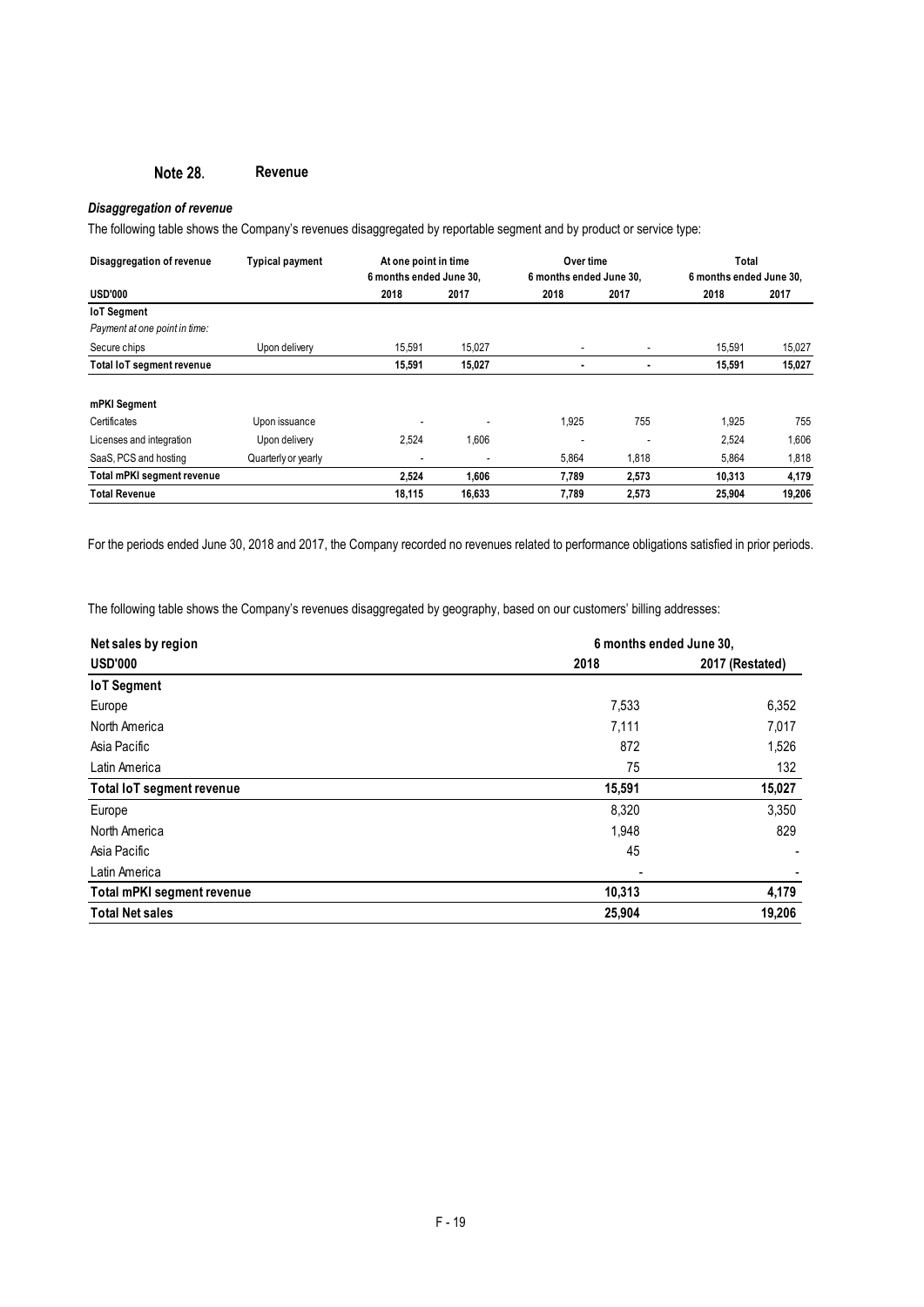## Note 28. Revenue

***Disaggregation of revenue***

The following table shows the Company's revenues disaggregated by reportable segment and by product or service type:

| Disaggregation of revenue | Typical payment | At one point in time 6 months ended June 30, | | Over time 6 months ended June 30, | | Total 6 months ended June 30, | |
|---|---|---|---|---|---|---|---|
| **USD'000** | | **2018** | **2017** | **2018** | **2017** | **2018** | **2017** |
| **IoT Segment** | | | | | | | |
| *Payment at one point in time:* | | | | | | | |
| Secure chips | Upon delivery | 15,591 | 15,027 | - | - | 15,591 | 15,027 |
| **Total IoT segment revenue** | | **15,591** | **15,027** | **-** | **-** | **15,591** | **15,027** |
| | | | | | | | |
| **mPKI Segment** | | | | | | | |
| Certificates | Upon issuance | - | - | 1,925 | 755 | 1,925 | 755 |
| Licenses and integration | Upon delivery | 2,524 | 1,606 | - | - | 2,524 | 1,606 |
| SaaS, PCS and hosting | Quarterly or yearly | - | - | 5,864 | 1,818 | 5,864 | 1,818 |
| **Total mPKI segment revenue** | | **2,524** | **1,606** | **7,789** | **2,573** | **10,313** | **4,179** |
| **Total Revenue** | | **18,115** | **16,633** | **7,789** | **2,573** | **25,904** | **19,206** |

For the periods ended June 30, 2018 and 2017, the Company recorded no revenues related to performance obligations satisfied in prior periods.

The following table shows the Company's revenues disaggregated by geography, based on our customers' billing addresses:

| Net sales by region | 6 months ended June 30, | |
|---|---|---|
| **USD'000** | **2018** | **2017 (Restated)** |
| **IoT Segment** | | |
| Europe | 7,533 | 6,352 |
| North America | 7,111 | 7,017 |
| Asia Pacific | 872 | 1,526 |
| Latin America | 75 | 132 |
| **Total IoT segment revenue** | **15,591** | **15,027** |
| Europe | 8,320 | 3,350 |
| North America | 1,948 | 829 |
| Asia Pacific | 45 | - |
| Latin America | - | - |
| **Total mPKI segment revenue** | **10,313** | **4,179** |
| **Total Net sales** | **25,904** | **19,206** |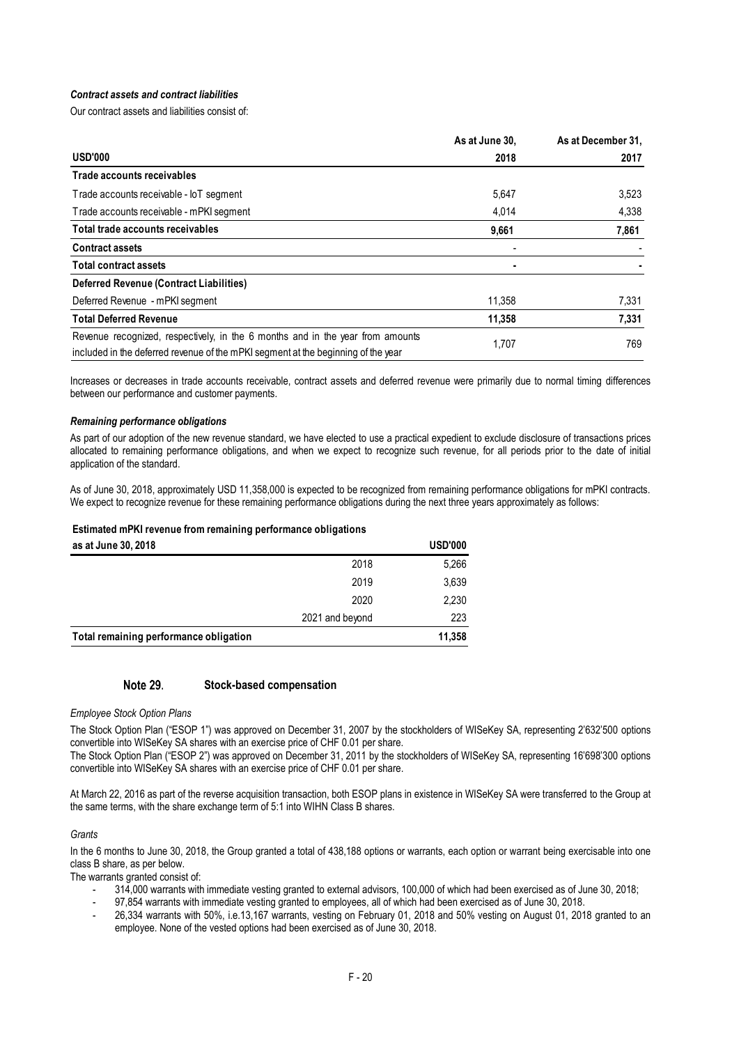***Contract assets and contract liabilities***

Our contract assets and liabilities consist of:

| USD'000 | As at June 30, 2018 | As at December 31, 2017 |
|---|---|---|
| **Trade accounts receivables** | | |
| Trade accounts receivable - IoT segment | 5,647 | 3,523 |
| Trade accounts receivable - mPKI segment | 4,014 | 4,338 |
| **Total trade accounts receivables** | **9,661** | **7,861** |
| **Contract assets** | - | - |
| **Total contract assets** | **-** | **-** |
| **Deferred Revenue (Contract Liabilities)** | | |
| Deferred Revenue - mPKI segment | 11,358 | 7,331 |
| **Total Deferred Revenue** | **11,358** | **7,331** |
| Revenue recognized, respectively, in the 6 months and in the year from amounts included in the deferred revenue of the mPKI segment at the beginning of the year | 1,707 | 769 |

Increases or decreases in trade accounts receivable, contract assets and deferred revenue were primarily due to normal timing differences between our performance and customer payments.

***Remaining performance obligations***

As part of our adoption of the new revenue standard, we have elected to use a practical expedient to exclude disclosure of transactions prices allocated to remaining performance obligations, and when we expect to recognize such revenue, for all periods prior to the date of initial application of the standard.

As of June 30, 2018, approximately USD 11,358,000 is expected to be recognized from remaining performance obligations for mPKI contracts. We expect to recognize revenue for these remaining performance obligations during the next three years approximately as follows:

**Estimated mPKI revenue from remaining performance obligations**

| as at June 30, 2018 | | USD'000 |
|---|---|---|
| | 2018 | 5,266 |
| | 2019 | 3,639 |
| | 2020 | 2,230 |
| | 2021 and beyond | 223 |
| **Total remaining performance obligation** | | **11,358** |

## Note 29. Stock-based compensation

*Employee Stock Option Plans*

The Stock Option Plan ("ESOP 1") was approved on December 31, 2007 by the stockholders of WISeKey SA, representing 2'632'500 options convertible into WISeKey SA shares with an exercise price of CHF 0.01 per share.

The Stock Option Plan ("ESOP 2") was approved on December 31, 2011 by the stockholders of WISeKey SA, representing 16'698'300 options convertible into WISeKey SA shares with an exercise price of CHF 0.01 per share.

At March 22, 2016 as part of the reverse acquisition transaction, both ESOP plans in existence in WISeKey SA were transferred to the Group at the same terms, with the share exchange term of 5:1 into WIHN Class B shares.

*Grants*

In the 6 months to June 30, 2018, the Group granted a total of 438,188 options or warrants, each option or warrant being exercisable into one class B share, as per below.

The warrants granted consist of:

- 314,000 warrants with immediate vesting granted to external advisors, 100,000 of which had been exercised as of June 30, 2018;
- 97,854 warrants with immediate vesting granted to employees, all of which had been exercised as of June 30, 2018.
- 26,334 warrants with 50%, i.e.13,167 warrants, vesting on February 01, 2018 and 50% vesting on August 01, 2018 granted to an employee. None of the vested options had been exercised as of June 30, 2018.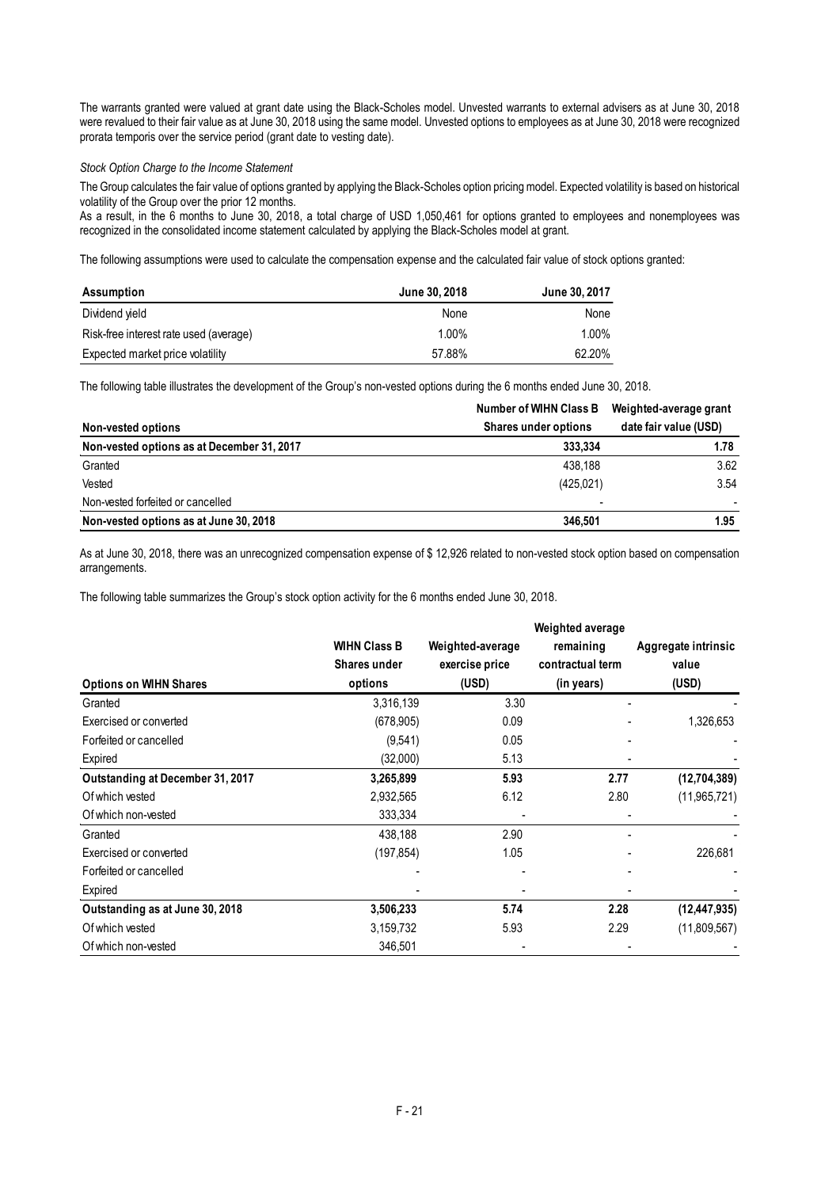The warrants granted were valued at grant date using the Black-Scholes model. Unvested warrants to external advisers as at June 30, 2018 were revalued to their fair value as at June 30, 2018 using the same model. Unvested options to employees as at June 30, 2018 were recognized prorata temporis over the service period (grant date to vesting date).

*Stock Option Charge to the Income Statement*

The Group calculates the fair value of options granted by applying the Black-Scholes option pricing model. Expected volatility is based on historical volatility of the Group over the prior 12 months.
As a result, in the 6 months to June 30, 2018, a total charge of USD 1,050,461 for options granted to employees and nonemployees was recognized in the consolidated income statement calculated by applying the Black-Scholes model at grant.

The following assumptions were used to calculate the compensation expense and the calculated fair value of stock options granted:

| Assumption | June 30, 2018 | June 30, 2017 |
|---|---|---|
| Dividend yield | None | None |
| Risk-free interest rate used (average) | 1.00% | 1.00% |
| Expected market price volatility | 57.88% | 62.20% |

The following table illustrates the development of the Group's non-vested options during the 6 months ended June 30, 2018.

| Non-vested options | Number of WIHN Class B Shares under options | Weighted-average grant date fair value (USD) |
|---|---|---|
| **Non-vested options as at December 31, 2017** | **333,334** | **1.78** |
| Granted | 438,188 | 3.62 |
| Vested | (425,021) | 3.54 |
| Non-vested forfeited or cancelled | - | - |
| **Non-vested options as at June 30, 2018** | **346,501** | **1.95** |

As at June 30, 2018, there was an unrecognized compensation expense of $ 12,926 related to non-vested stock option based on compensation arrangements.

The following table summarizes the Group's stock option activity for the 6 months ended June 30, 2018.

| Options on WIHN Shares | WIHN Class B Shares under options | Weighted-average exercise price (USD) | Weighted average remaining contractual term (in years) | Aggregate intrinsic value (USD) |
|---|---|---|---|---|
| Granted | 3,316,139 | 3.30 | - | - |
| Exercised or converted | (678,905) | 0.09 | - | 1,326,653 |
| Forfeited or cancelled | (9,541) | 0.05 | - | - |
| Expired | (32,000) | 5.13 | - | - |
| **Outstanding at December 31, 2017** | **3,265,899** | **5.93** | **2.77** | **(12,704,389)** |
| Of which vested | 2,932,565 | 6.12 | 2.80 | (11,965,721) |
| Of which non-vested | 333,334 | - | - | - |
| Granted | 438,188 | 2.90 | - | - |
| Exercised or converted | (197,854) | 1.05 | - | 226,681 |
| Forfeited or cancelled | - | - | - | - |
| Expired | - | - | - | - |
| **Outstanding as at June 30, 2018** | **3,506,233** | **5.74** | **2.28** | **(12,447,935)** |
| Of which vested | 3,159,732 | 5.93 | 2.29 | (11,809,567) |
| Of which non-vested | 346,501 | - | - | - |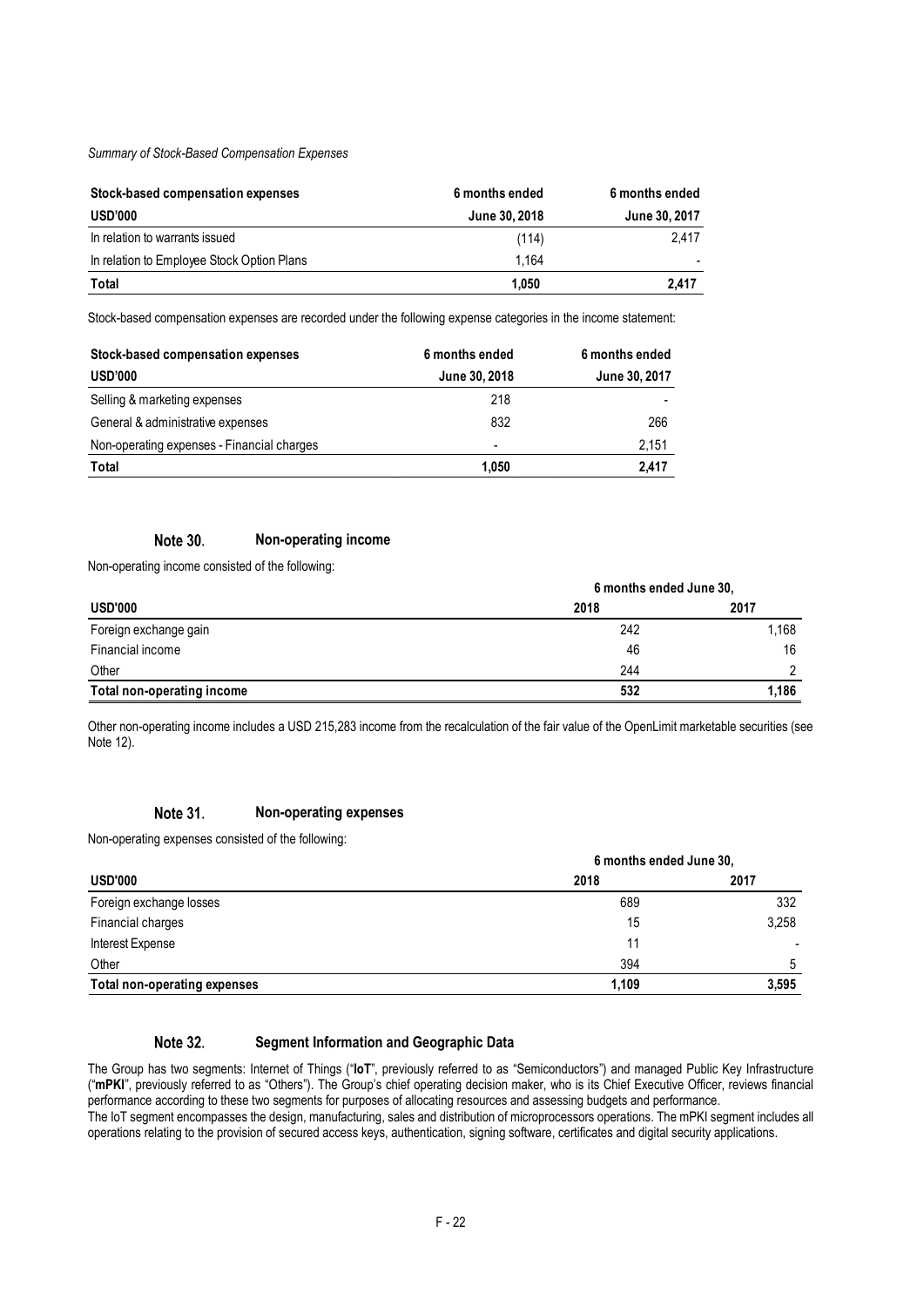*Summary of Stock-Based Compensation Expenses*

| Stock-based compensation expenses | 6 months ended | 6 months ended |
|---|---|---|
| **USD'000** | **June 30, 2018** | **June 30, 2017** |
| In relation to warrants issued | (114) | 2,417 |
| In relation to Employee Stock Option Plans | 1,164 | - |
| **Total** | **1,050** | **2,417** |

Stock-based compensation expenses are recorded under the following expense categories in the income statement:

| Stock-based compensation expenses | 6 months ended | 6 months ended |
|---|---|---|
| **USD'000** | **June 30, 2018** | **June 30, 2017** |
| Selling & marketing expenses | 218 | - |
| General & administrative expenses | 832 | 266 |
| Non-operating expenses - Financial charges | - | 2,151 |
| **Total** | **1,050** | **2,417** |

## Note 30. Non-operating income

Non-operating income consisted of the following:

| | 6 months ended June 30, | |
|---|---|---|
| **USD'000** | **2018** | **2017** |
| Foreign exchange gain | 242 | 1,168 |
| Financial income | 46 | 16 |
| Other | 244 | 2 |
| **Total non-operating income** | **532** | **1,186** |

Other non-operating income includes a USD 215,283 income from the recalculation of the fair value of the OpenLimit marketable securities (see Note 12).

## Note 31. Non-operating expenses

Non-operating expenses consisted of the following:

| | 6 months ended June 30, | |
|---|---|---|
| **USD'000** | **2018** | **2017** |
| Foreign exchange losses | 689 | 332 |
| Financial charges | 15 | 3,258 |
| Interest Expense | 11 | - |
| Other | 394 | 5 |
| **Total non-operating expenses** | **1,109** | **3,595** |

## Note 32. Segment Information and Geographic Data

The Group has two segments: Internet of Things ("**IoT**", previously referred to as "Semiconductors") and managed Public Key Infrastructure ("**mPKI**", previously referred to as "Others"). The Group's chief operating decision maker, who is its Chief Executive Officer, reviews financial performance according to these two segments for purposes of allocating resources and assessing budgets and performance.
The IoT segment encompasses the design, manufacturing, sales and distribution of microprocessors operations. The mPKI segment includes all operations relating to the provision of secured access keys, authentication, signing software, certificates and digital security applications.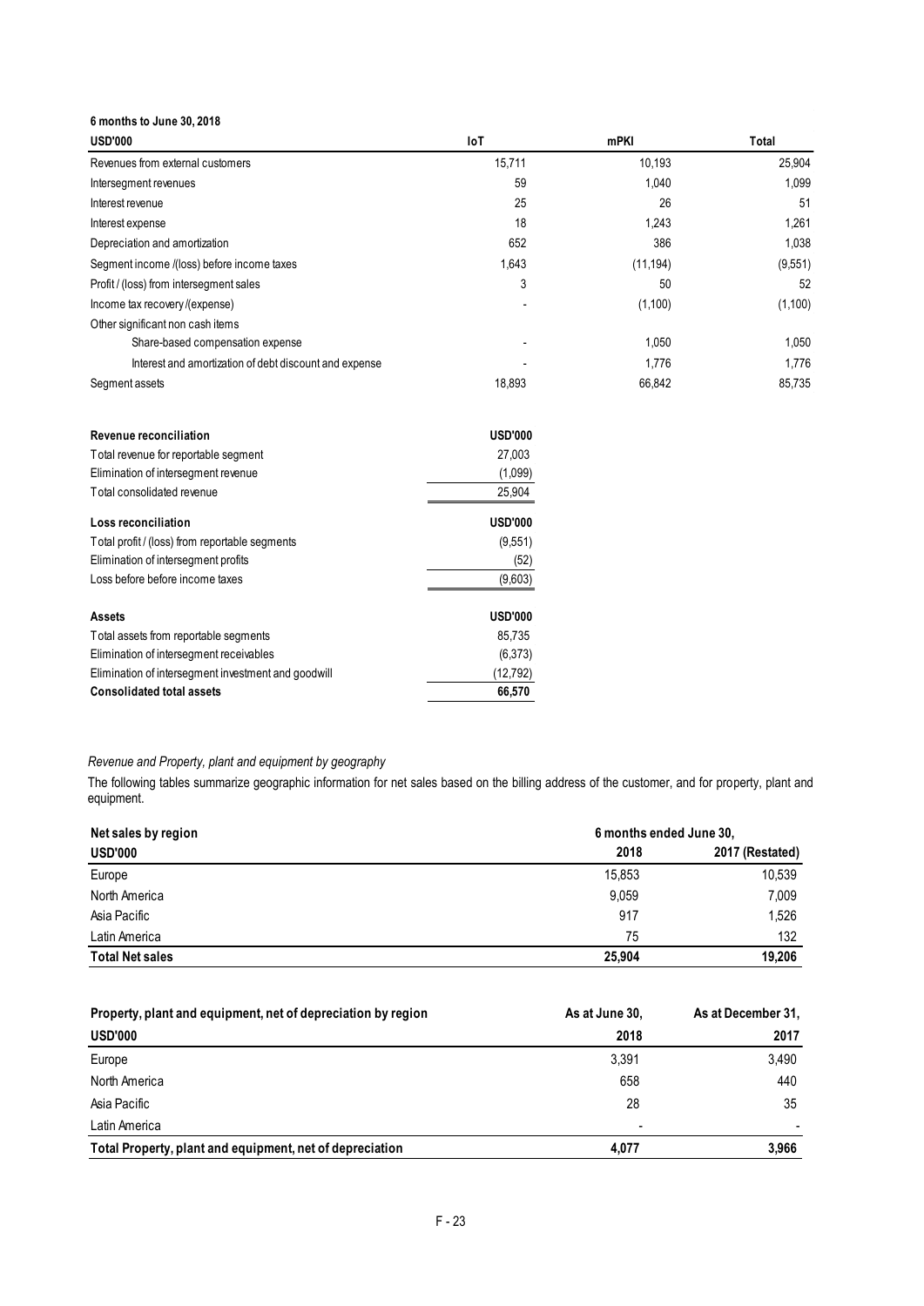**6 months to June 30, 2018**

| USD'000 | IoT | mPKI | Total |
|---|---|---|---|
| Revenues from external customers | 15,711 | 10,193 | 25,904 |
| Intersegment revenues | 59 | 1,040 | 1,099 |
| Interest revenue | 25 | 26 | 51 |
| Interest expense | 18 | 1,243 | 1,261 |
| Depreciation and amortization | 652 | 386 | 1,038 |
| Segment income /(loss) before income taxes | 1,643 | (11,194) | (9,551) |
| Profit / (loss) from intersegment sales | 3 | 50 | 52 |
| Income tax recovery /(expense) | - | (1,100) | (1,100) |
| Other significant non cash items | | | |
| Share-based compensation expense | - | 1,050 | 1,050 |
| Interest and amortization of debt discount and expense | - | 1,776 | 1,776 |
| Segment assets | 18,893 | 66,842 | 85,735 |

| Revenue reconciliation | USD'000 |
|---|---|
| Total revenue for reportable segment | 27,003 |
| Elimination of intersegment revenue | (1,099) |
| Total consolidated revenue | 25,904 |

| Loss reconciliation | USD'000 |
|---|---|
| Total profit / (loss) from reportable segments | (9,551) |
| Elimination of intersegment profits | (52) |
| Loss before before income taxes | (9,603) |

| Assets | USD'000 |
|---|---|
| Total assets from reportable segments | 85,735 |
| Elimination of intersegment receivables | (6,373) |
| Elimination of intersegment investment and goodwill | (12,792) |
| **Consolidated total assets** | **66,570** |

*Revenue and Property, plant and equipment by geography*

The following tables summarize geographic information for net sales based on the billing address of the customer, and for property, plant and equipment.

| Net sales by region | 6 months ended June 30, | |
|---|---|---|
| USD'000 | 2018 | 2017 (Restated) |
| Europe | 15,853 | 10,539 |
| North America | 9,059 | 7,009 |
| Asia Pacific | 917 | 1,526 |
| Latin America | 75 | 132 |
| **Total Net sales** | **25,904** | **19,206** |

| Property, plant and equipment, net of depreciation by region | As at June 30, | As at December 31, |
|---|---|---|
| USD'000 | 2018 | 2017 |
| Europe | 3,391 | 3,490 |
| North America | 658 | 440 |
| Asia Pacific | 28 | 35 |
| Latin America | - | - |
| **Total Property, plant and equipment, net of depreciation** | **4,077** | **3,966** |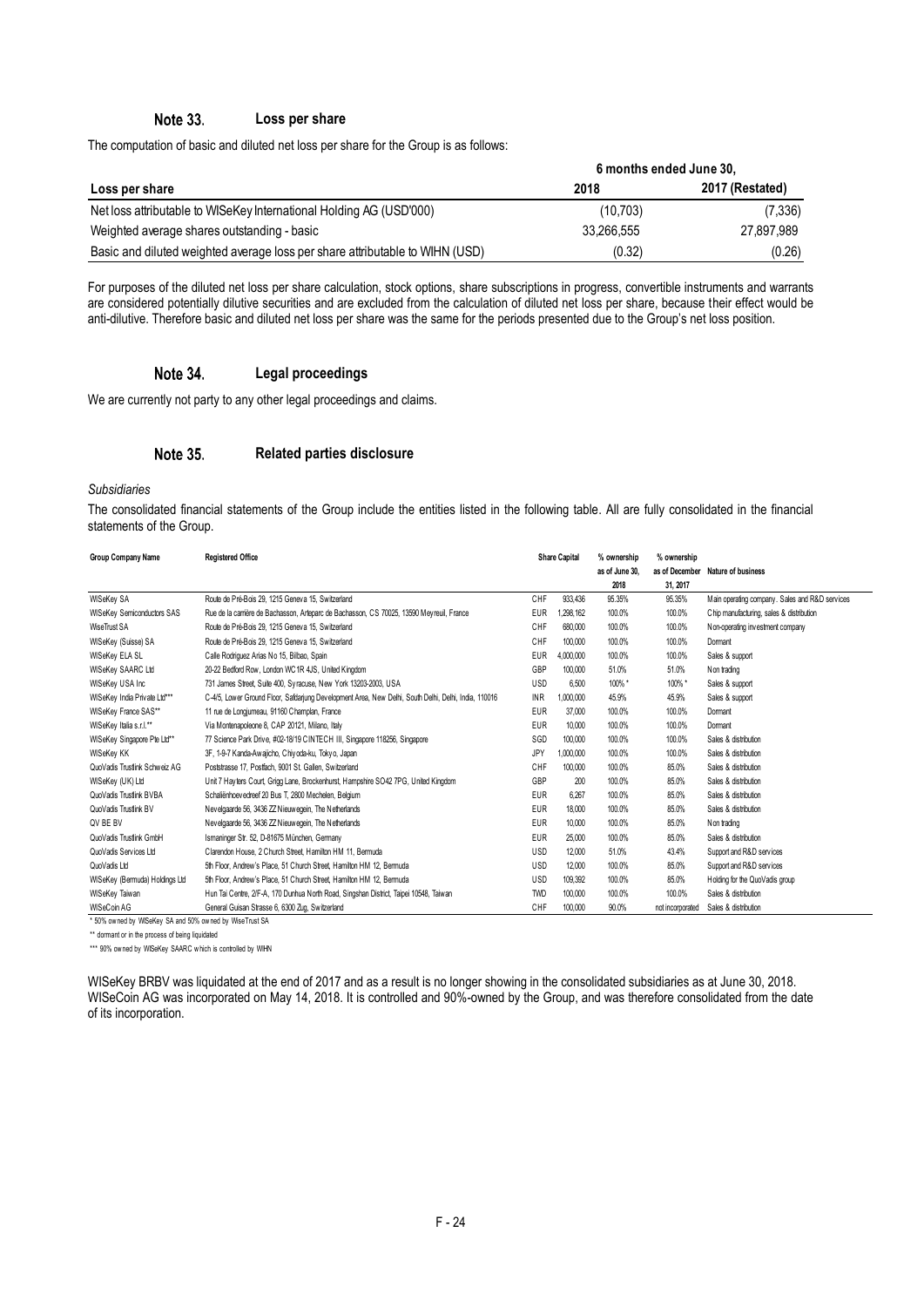## Note 33. Loss per share

The computation of basic and diluted net loss per share for the Group is as follows:

| Loss per share | 6 months ended June 30, 2018 | 2017 (Restated) |
|---|---|---|
| Net loss attributable to WISeKey International Holding AG (USD'000) | (10,703) | (7,336) |
| Weighted average shares outstanding - basic | 33,266,555 | 27,897,989 |
| Basic and diluted weighted average loss per share attributable to WIHN (USD) | (0.32) | (0.26) |

For purposes of the diluted net loss per share calculation, stock options, share subscriptions in progress, convertible instruments and warrants are considered potentially dilutive securities and are excluded from the calculation of diluted net loss per share, because their effect would be anti-dilutive. Therefore basic and diluted net loss per share was the same for the periods presented due to the Group's net loss position.

## Note 34. Legal proceedings

We are currently not party to any other legal proceedings and claims.

## Note 35. Related parties disclosure

*Subsidiaries*

The consolidated financial statements of the Group include the entities listed in the following table. All are fully consolidated in the financial statements of the Group.

| Group Company Name | Registered Office | Share Capital | | % ownership as of June 30, 2018 | % ownership as of December 31, 2017 | Nature of business |
|---|---|---|---|---|---|---|
| WISeKey SA | Route de Pré-Bois 29, 1215 Geneva 15, Switzerland | CHF | 933,436 | 95.35% | 95.35% | Main operating company. Sales and R&D services |
| WISeKey Semiconductors SAS | Rue de la carrière de Bachasson, Arteparc de Bachasson, CS 70025, 13590 Meyreuil, France | EUR | 1,298,162 | 100.0% | 100.0% | Chip manufacturing, sales & distribution |
| WiseTrust SA | Route de Pré-Bois 29, 1215 Geneva 15, Switzerland | CHF | 680,000 | 100.0% | 100.0% | Non-operating investment company |
| WISeKey (Suisse) SA | Route de Pré-Bois 29, 1215 Geneva 15, Switzerland | CHF | 100,000 | 100.0% | 100.0% | Dormant |
| WISeKey ELA SL | Calle Rodriguez Arias No 15, Bilbao, Spain | EUR | 4,000,000 | 100.0% | 100.0% | Sales & support |
| WISeKey SAARC Ltd | 20-22 Bedford Row, London WC1R 4JS, United Kingdom | GBP | 100,000 | 51.0% | 51.0% | Non trading |
| WISeKey USA Inc | 731 James Street, Suite 400, Syracuse, New York 13203-2003, USA | USD | 6,500 | 100% * | 100% * | Sales & support |
| WISeKey India Private Ltd*** | C-4/5, Lower Ground Floor, Safdarjung Development Area, New Delhi, South Delhi, Delhi, India, 110016 | INR | 1,000,000 | 45.9% | 45.9% | Sales & support |
| WISeKey France SAS** | 11 rue de Longjumeau, 91160 Champlan, France | EUR | 37,000 | 100.0% | 100.0% | Dormant |
| WISeKey Italia s.r.l.** | Via Montenapoleone 8, CAP 20121, Milano, Italy | EUR | 10,000 | 100.0% | 100.0% | Dormant |
| WISeKey Singapore Pte Ltd** | 77 Science Park Drive, #02-18/19 CINTECH III, Singapore 118256, Singapore | SGD | 100,000 | 100.0% | 100.0% | Sales & distribution |
| WISeKey KK | 3F, 1-9-7 Kanda-Awajicho, Chiyoda-ku, Tokyo, Japan | JPY | 1,000,000 | 100.0% | 100.0% | Sales & distribution |
| QuoVadis Trustlink Schweiz AG | Poststrasse 17, Postfach, 9001 St. Gallen, Switzerland | CHF | 100,000 | 100.0% | 85.0% | Sales & distribution |
| WISeKey (UK) Ltd | Unit 7 Hayters Court, Grigg Lane, Brockenhurst, Hampshire SO42 7PG, United Kingdom | GBP | 200 | 100.0% | 85.0% | Sales & distribution |
| QuoVadis Trustlink BVBA | Schaliënhoevedreef 20 Bus T, 2800 Mechelen, Belgium | EUR | 6,267 | 100.0% | 85.0% | Sales & distribution |
| QuoVadis Trustlink BV | Nevelgaarde 56, 3436 ZZ Nieuwegein, The Netherlands | EUR | 18,000 | 100.0% | 85.0% | Sales & distribution |
| QV BE BV | Nevelgaarde 56, 3436 ZZ Nieuwegein, The Netherlands | EUR | 10,000 | 100.0% | 85.0% | Non trading |
| QuoVadis Trustlink GmbH | Ismaninger Str. 52, D-81675 München, Germany | EUR | 25,000 | 100.0% | 85.0% | Sales & distribution |
| QuoVadis Services Ltd | Clarendon House, 2 Church Street, Hamilton HM 11, Bermuda | USD | 12,000 | 51.0% | 43.4% | Support and R&D services |
| QuoVadis Ltd | 5th Floor, Andrew's Place, 51 Church Street, Hamilton HM 12, Bermuda | USD | 12,000 | 100.0% | 85.0% | Support and R&D services |
| WISeKey (Bermuda) Holdings Ltd | 5th Floor, Andrew's Place, 51 Church Street, Hamilton HM 12, Bermuda | USD | 109,392 | 100.0% | 85.0% | Holding for the QuoVadis group |
| WISeKey Taiwan | Hun Tai Centre, 2/F-A, 170 Dunhua North Road, Singshan District, Taipei 10548, Taiwan | TWD | 100,000 | 100.0% | 100.0% | Sales & distribution |
| WISeCoin AG | General Guisan Strasse 6, 6300 Zug, Switzerland | CHF | 100,000 | 90.0% | not incorporated | Sales & distribution |

\* 50% owned by WISeKey SA and 50% owned by WiseTrust SA

\** dormant or in the process of being liquidated

\*** 90% owned by WISeKey SAARC which is controlled by WIHN

WISeKey BRBV was liquidated at the end of 2017 and as a result is no longer showing in the consolidated subsidiaries as at June 30, 2018. WISeCoin AG was incorporated on May 14, 2018. It is controlled and 90%-owned by the Group, and was therefore consolidated from the date of its incorporation.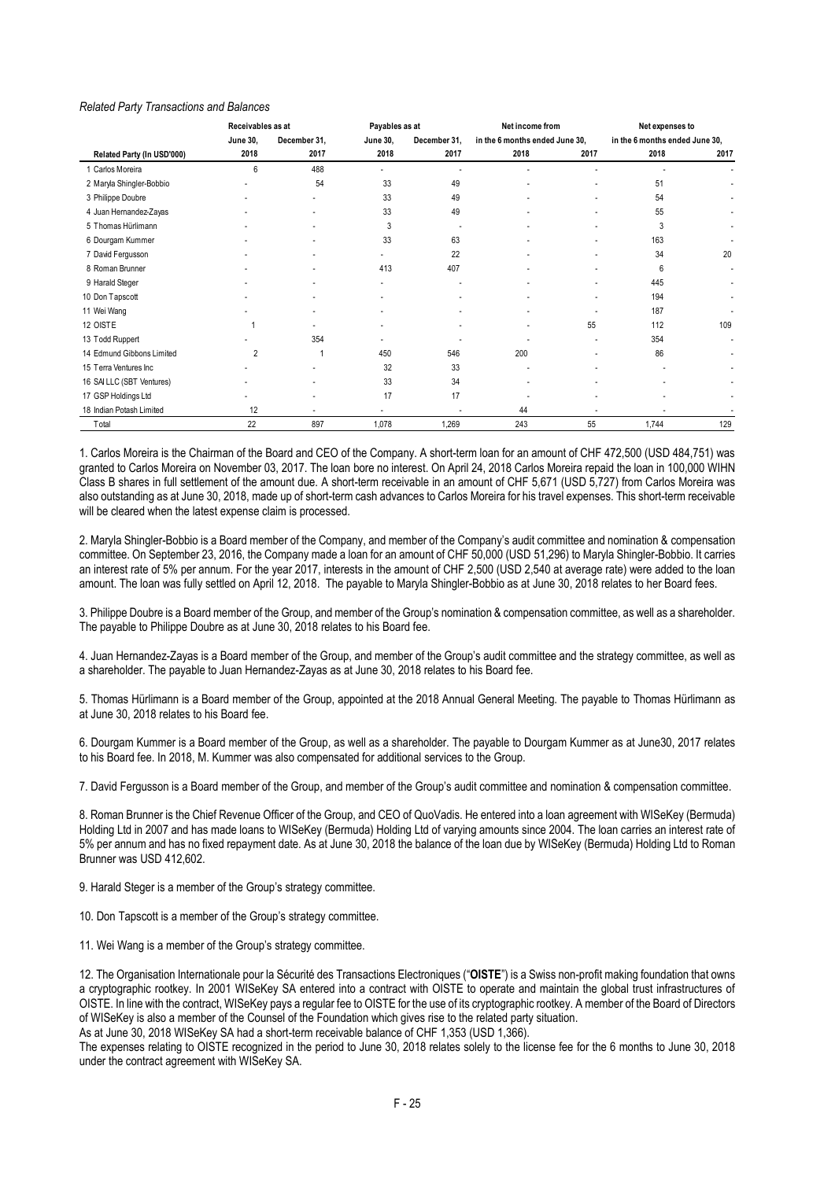*Related Party Transactions and Balances*

| Related Party (In USD'000) | Receivables as at | | Payables as at | | Net income from in the 6 months ended June 30, | | Net expenses to in the 6 months ended June 30, | |
|---|---|---|---|---|---|---|---|---|
| | June 30, 2018 | December 31, 2017 | June 30, 2018 | December 31, 2017 | 2018 | 2017 | 2018 | 2017 |
| 1 Carlos Moreira | 6 | 488 | - | - | - | - | - | - |
| 2 Maryla Shingler-Bobbio | - | 54 | 33 | 49 | - | - | 51 | - |
| 3 Philippe Doubre | - | - | 33 | 49 | - | - | 54 | - |
| 4 Juan Hernandez-Zayas | - | - | 33 | 49 | - | - | 55 | - |
| 5 Thomas Hürlimann | - | - | 3 | - | - | - | 3 | - |
| 6 Dourgam Kummer | - | - | 33 | 63 | - | - | 163 | - |
| 7 David Fergusson | - | - | - | 22 | - | - | 34 | 20 |
| 8 Roman Brunner | - | - | 413 | 407 | - | - | 6 | - |
| 9 Harald Steger | - | - | - | - | - | - | 445 | - |
| 10 Don Tapscott | - | - | - | - | - | - | 194 | - |
| 11 Wei Wang | - | - | - | - | - | - | 187 | - |
| 12 OISTE | 1 | - | - | - | - | 55 | 112 | 109 |
| 13 Todd Ruppert | - | 354 | - | - | - | - | 354 | - |
| 14 Edmund Gibbons Limited | 2 | 1 | 450 | 546 | 200 | - | 86 | - |
| 15 Terra Ventures Inc | - | - | 32 | 33 | - | - | - | - |
| 16 SAI LLC (SBT Ventures) | - | - | 33 | 34 | - | - | - | - |
| 17 GSP Holdings Ltd | - | - | 17 | 17 | - | - | - | - |
| 18 Indian Potash Limited | 12 | - | - | - | 44 | - | - | - |
| Total | 22 | 897 | 1,078 | 1,269 | 243 | 55 | 1,744 | 129 |

1. Carlos Moreira is the Chairman of the Board and CEO of the Company. A short-term loan for an amount of CHF 472,500 (USD 484,751) was granted to Carlos Moreira on November 03, 2017. The loan bore no interest. On April 24, 2018 Carlos Moreira repaid the loan in 100,000 WIHN Class B shares in full settlement of the amount due. A short-term receivable in an amount of CHF 5,671 (USD 5,727) from Carlos Moreira was also outstanding as at June 30, 2018, made up of short-term cash advances to Carlos Moreira for his travel expenses. This short-term receivable will be cleared when the latest expense claim is processed.

2. Maryla Shingler-Bobbio is a Board member of the Company, and member of the Company's audit committee and nomination & compensation committee. On September 23, 2016, the Company made a loan for an amount of CHF 50,000 (USD 51,296) to Maryla Shingler-Bobbio. It carries an interest rate of 5% per annum. For the year 2017, interests in the amount of CHF 2,500 (USD 2,540 at average rate) were added to the loan amount. The loan was fully settled on April 12, 2018. The payable to Maryla Shingler-Bobbio as at June 30, 2018 relates to her Board fees.

3. Philippe Doubre is a Board member of the Group, and member of the Group's nomination & compensation committee, as well as a shareholder. The payable to Philippe Doubre as at June 30, 2018 relates to his Board fee.

4. Juan Hernandez-Zayas is a Board member of the Group, and member of the Group's audit committee and the strategy committee, as well as a shareholder. The payable to Juan Hernandez-Zayas as at June 30, 2018 relates to his Board fee.

5. Thomas Hürlimann is a Board member of the Group, appointed at the 2018 Annual General Meeting. The payable to Thomas Hürlimann as at June 30, 2018 relates to his Board fee.

6. Dourgam Kummer is a Board member of the Group, as well as a shareholder. The payable to Dourgam Kummer as at June30, 2017 relates to his Board fee. In 2018, M. Kummer was also compensated for additional services to the Group.

7. David Fergusson is a Board member of the Group, and member of the Group's audit committee and nomination & compensation committee.

8. Roman Brunner is the Chief Revenue Officer of the Group, and CEO of QuoVadis. He entered into a loan agreement with WISeKey (Bermuda) Holding Ltd in 2007 and has made loans to WISeKey (Bermuda) Holding Ltd of varying amounts since 2004. The loan carries an interest rate of 5% per annum and has no fixed repayment date. As at June 30, 2018 the balance of the loan due by WISeKey (Bermuda) Holding Ltd to Roman Brunner was USD 412,602.

9. Harald Steger is a member of the Group's strategy committee.

10. Don Tapscott is a member of the Group's strategy committee.

11. Wei Wang is a member of the Group's strategy committee.

12. The Organisation Internationale pour la Sécurité des Transactions Electroniques ("**OISTE**") is a Swiss non-profit making foundation that owns a cryptographic rootkey. In 2001 WISeKey SA entered into a contract with OISTE to operate and maintain the global trust infrastructures of OISTE. In line with the contract, WISeKey pays a regular fee to OISTE for the use of its cryptographic rootkey. A member of the Board of Directors of WISeKey is also a member of the Counsel of the Foundation which gives rise to the related party situation.
As at June 30, 2018 WISeKey SA had a short-term receivable balance of CHF 1,353 (USD 1,366).
The expenses relating to OISTE recognized in the period to June 30, 2018 relates solely to the license fee for the 6 months to June 30, 2018 under the contract agreement with WISeKey SA.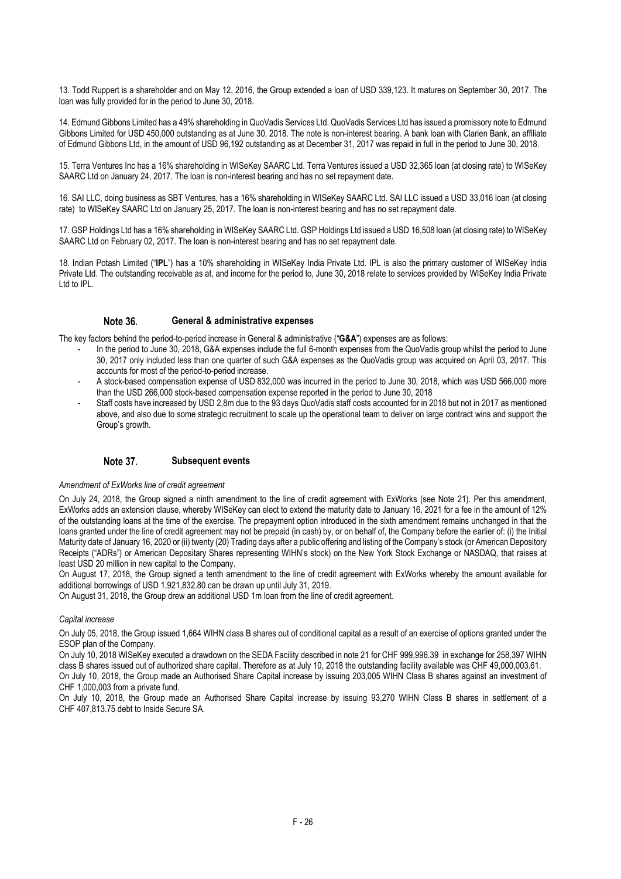13. Todd Ruppert is a shareholder and on May 12, 2016, the Group extended a loan of USD 339,123. It matures on September 30, 2017. The loan was fully provided for in the period to June 30, 2018.

14. Edmund Gibbons Limited has a 49% shareholding in QuoVadis Services Ltd. QuoVadis Services Ltd has issued a promissory note to Edmund Gibbons Limited for USD 450,000 outstanding as at June 30, 2018. The note is non-interest bearing. A bank loan with Clarien Bank, an affiliate of Edmund Gibbons Ltd, in the amount of USD 96,192 outstanding as at December 31, 2017 was repaid in full in the period to June 30, 2018.

15. Terra Ventures Inc has a 16% shareholding in WISeKey SAARC Ltd. Terra Ventures issued a USD 32,365 loan (at closing rate) to WISeKey SAARC Ltd on January 24, 2017. The loan is non-interest bearing and has no set repayment date.

16. SAI LLC, doing business as SBT Ventures, has a 16% shareholding in WISeKey SAARC Ltd. SAI LLC issued a USD 33,016 loan (at closing rate) to WISeKey SAARC Ltd on January 25, 2017. The loan is non-interest bearing and has no set repayment date.

17. GSP Holdings Ltd has a 16% shareholding in WISeKey SAARC Ltd. GSP Holdings Ltd issued a USD 16,508 loan (at closing rate) to WISeKey SAARC Ltd on February 02, 2017. The loan is non-interest bearing and has no set repayment date.

18. Indian Potash Limited ("**IPL**") has a 10% shareholding in WISeKey India Private Ltd. IPL is also the primary customer of WISeKey India Private Ltd. The outstanding receivable as at, and income for the period to, June 30, 2018 relate to services provided by WISeKey India Private Ltd to IPL.

## Note 36. General & administrative expenses

The key factors behind the period-to-period increase in General & administrative ("**G&A**") expenses are as follows:

- In the period to June 30, 2018, G&A expenses include the full 6-month expenses from the QuoVadis group whilst the period to June 30, 2017 only included less than one quarter of such G&A expenses as the QuoVadis group was acquired on April 03, 2017. This accounts for most of the period-to-period increase.
- A stock-based compensation expense of USD 832,000 was incurred in the period to June 30, 2018, which was USD 566,000 more than the USD 266,000 stock-based compensation expense reported in the period to June 30, 2018
- Staff costs have increased by USD 2,8m due to the 93 days QuoVadis staff costs accounted for in 2018 but not in 2017 as mentioned above, and also due to some strategic recruitment to scale up the operational team to deliver on large contract wins and support the Group's growth.

## Note 37. Subsequent events

*Amendment of ExWorks line of credit agreement*

On July 24, 2018, the Group signed a ninth amendment to the line of credit agreement with ExWorks (see Note 21). Per this amendment, ExWorks adds an extension clause, whereby WISeKey can elect to extend the maturity date to January 16, 2021 for a fee in the amount of 12% of the outstanding loans at the time of the exercise. The prepayment option introduced in the sixth amendment remains unchanged in that the loans granted under the line of credit agreement may not be prepaid (in cash) by, or on behalf of, the Company before the earlier of: (i) the Initial Maturity date of January 16, 2020 or (ii) twenty (20) Trading days after a public offering and listing of the Company's stock (or American Depository Receipts ("ADRs") or American Depositary Shares representing WIHN's stock) on the New York Stock Exchange or NASDAQ, that raises at least USD 20 million in new capital to the Company.

On August 17, 2018, the Group signed a tenth amendment to the line of credit agreement with ExWorks whereby the amount available for additional borrowings of USD 1,921,832.80 can be drawn up until July 31, 2019.

On August 31, 2018, the Group drew an additional USD 1m loan from the line of credit agreement.

*Capital increase*

On July 05, 2018, the Group issued 1,664 WIHN class B shares out of conditional capital as a result of an exercise of options granted under the ESOP plan of the Company.

On July 10, 2018 WISeKey executed a drawdown on the SEDA Facility described in note 21 for CHF 999,996.39 in exchange for 258,397 WIHN class B shares issued out of authorized share capital. Therefore as at July 10, 2018 the outstanding facility available was CHF 49,000,003.61.

On July 10, 2018, the Group made an Authorised Share Capital increase by issuing 203,005 WIHN Class B shares against an investment of CHF 1,000,003 from a private fund.

On July 10, 2018, the Group made an Authorised Share Capital increase by issuing 93,270 WIHN Class B shares in settlement of a CHF 407,813.75 debt to Inside Secure SA.